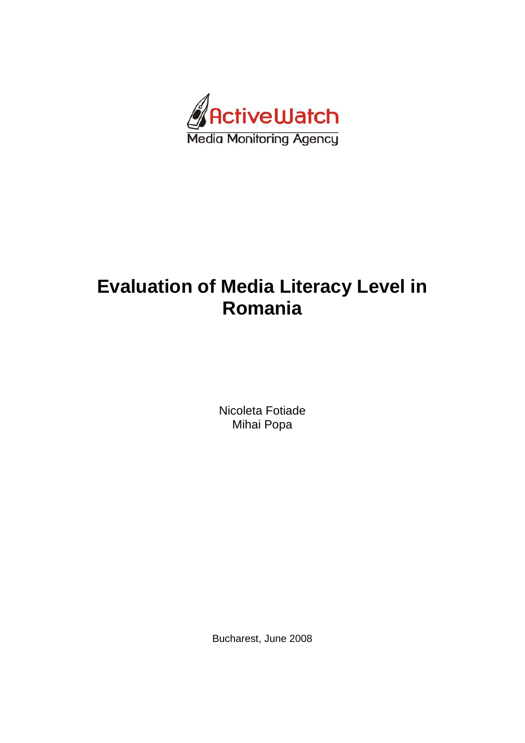ActiveWatch

Media Monitoring Agency

# Evaluation of Media Literacy Level in Romania

Nicoleta Fotiade
Mihai Popa

Bucharest, June 2008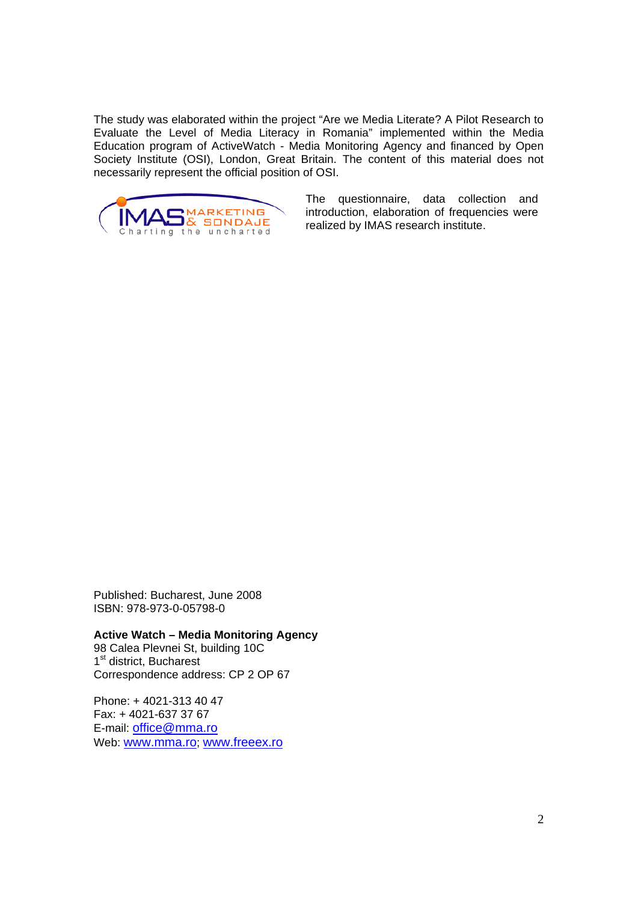The study was elaborated within the project "Are we Media Literate? A Pilot Research to Evaluate the Level of Media Literacy in Romania" implemented within the Media Education program of ActiveWatch - Media Monitoring Agency and financed by Open Society Institute (OSI), London, Great Britain. The content of this material does not necessarily represent the official position of OSI.

The questionnaire, data collection and introduction, elaboration of frequencies were realized by IMAS research institute.

Published: Bucharest, June 2008
ISBN: 978-973-0-05798-0

**Active Watch – Media Monitoring Agency**
98 Calea Plevnei St, building 10C
1st district, Bucharest
Correspondence address: CP 2 OP 67

Phone: + 4021-313 40 47
Fax: + 4021-637 37 67
E-mail: office@mma.ro
Web: www.mma.ro; www.freeex.ro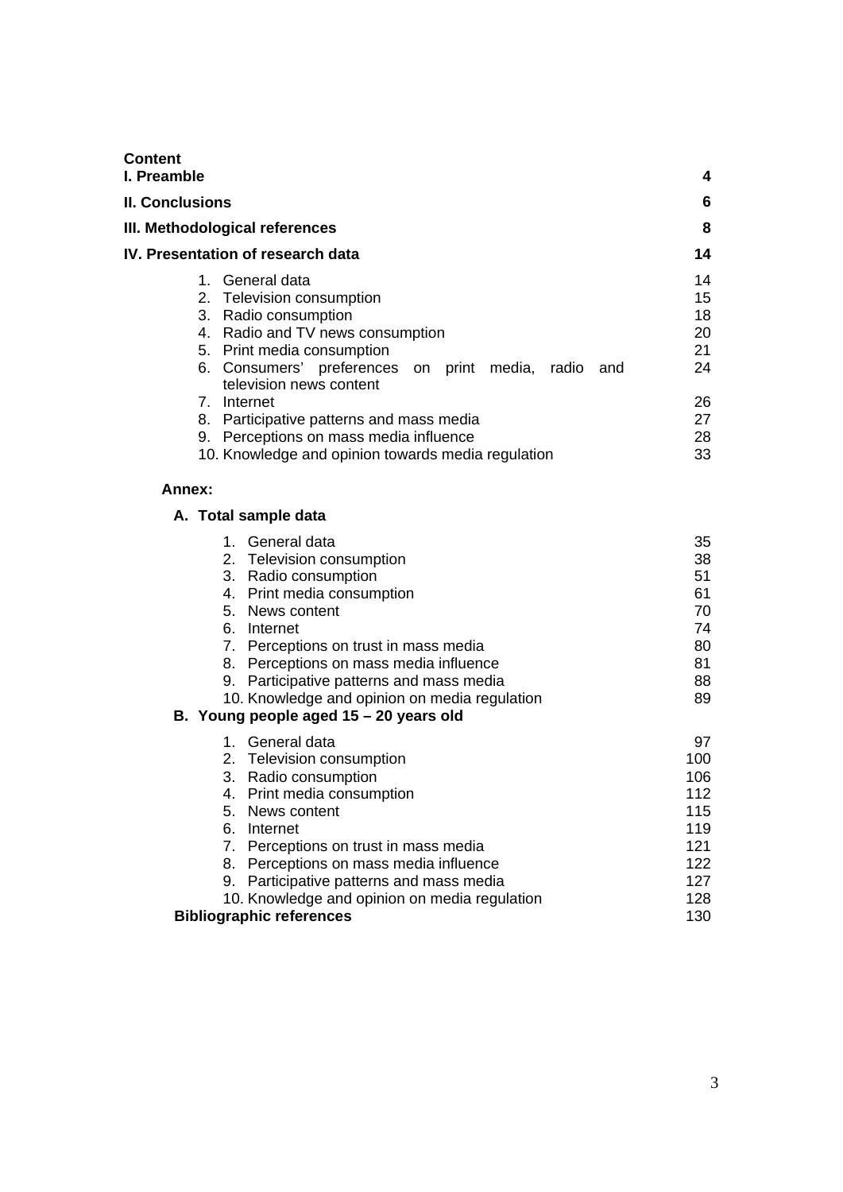**Content**

| | |
|---|---|
| **I. Preamble** | **4** |
| **II. Conclusions** | **6** |
| **III. Methodological references** | **8** |
| **IV. Presentation of research data** | **14** |
| 1. General data | 14 |
| 2. Television consumption | 15 |
| 3. Radio consumption | 18 |
| 4. Radio and TV news consumption | 20 |
| 5. Print media consumption | 21 |
| 6. Consumers' preferences on print media, radio and television news content | 24 |
| 7. Internet | 26 |
| 8. Participative patterns and mass media | 27 |
| 9. Perceptions on mass media influence | 28 |
| 10. Knowledge and opinion towards media regulation | 33 |

**Annex:**

**A. Total sample data**

| | |
|---|---|
| 1. General data | 35 |
| 2. Television consumption | 38 |
| 3. Radio consumption | 51 |
| 4. Print media consumption | 61 |
| 5. News content | 70 |
| 6. Internet | 74 |
| 7. Perceptions on trust in mass media | 80 |
| 8. Perceptions on mass media influence | 81 |
| 9. Participative patterns and mass media | 88 |
| 10. Knowledge and opinion on media regulation | 89 |

**B. Young people aged 15 – 20 years old**

| | |
|---|---|
| 1. General data | 97 |
| 2. Television consumption | 100 |
| 3. Radio consumption | 106 |
| 4. Print media consumption | 112 |
| 5. News content | 115 |
| 6. Internet | 119 |
| 7. Perceptions on trust in mass media | 121 |
| 8. Perceptions on mass media influence | 122 |
| 9. Participative patterns and mass media | 127 |
| 10. Knowledge and opinion on media regulation | 128 |
| **Bibliographic references** | 130 |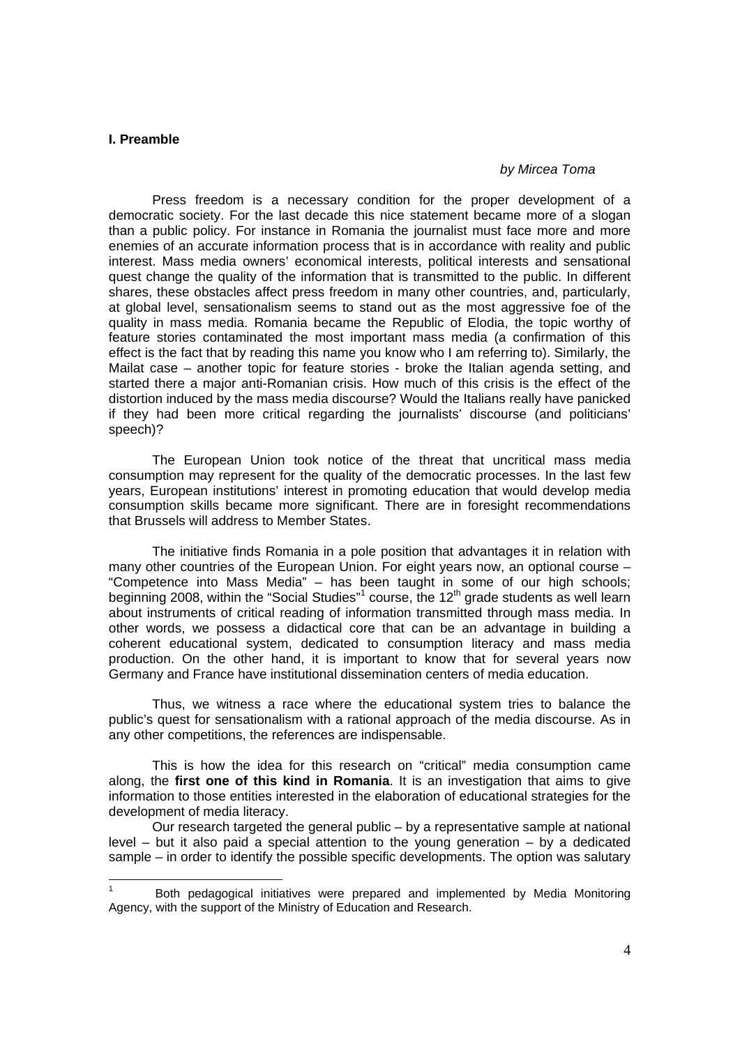## I. Preamble

*by Mircea Toma*

Press freedom is a necessary condition for the proper development of a democratic society. For the last decade this nice statement became more of a slogan than a public policy. For instance in Romania the journalist must face more and more enemies of an accurate information process that is in accordance with reality and public interest. Mass media owners' economical interests, political interests and sensational quest change the quality of the information that is transmitted to the public. In different shares, these obstacles affect press freedom in many other countries, and, particularly, at global level, sensationalism seems to stand out as the most aggressive foe of the quality in mass media. Romania became the Republic of Elodia, the topic worthy of feature stories contaminated the most important mass media (a confirmation of this effect is the fact that by reading this name you know who I am referring to). Similarly, the Mailat case – another topic for feature stories - broke the Italian agenda setting, and started there a major anti-Romanian crisis. How much of this crisis is the effect of the distortion induced by the mass media discourse? Would the Italians really have panicked if they had been more critical regarding the journalists' discourse (and politicians' speech)?

The European Union took notice of the threat that uncritical mass media consumption may represent for the quality of the democratic processes. In the last few years, European institutions' interest in promoting education that would develop media consumption skills became more significant. There are in foresight recommendations that Brussels will address to Member States.

The initiative finds Romania in a pole position that advantages it in relation with many other countries of the European Union. For eight years now, an optional course – "Competence into Mass Media" – has been taught in some of our high schools; beginning 2008, within the "Social Studies"[1] course, the 12th grade students as well learn about instruments of critical reading of information transmitted through mass media. In other words, we possess a didactical core that can be an advantage in building a coherent educational system, dedicated to consumption literacy and mass media production. On the other hand, it is important to know that for several years now Germany and France have institutional dissemination centers of media education.

Thus, we witness a race where the educational system tries to balance the public's quest for sensationalism with a rational approach of the media discourse. As in any other competitions, the references are indispensable.

This is how the idea for this research on "critical" media consumption came along, the **first one of this kind in Romania**. It is an investigation that aims to give information to those entities interested in the elaboration of educational strategies for the development of media literacy.

Our research targeted the general public – by a representative sample at national level – but it also paid a special attention to the young generation – by a dedicated sample – in order to identify the possible specific developments. The option was salutary

---

[1] Both pedagogical initiatives were prepared and implemented by Media Monitoring Agency, with the support of the Ministry of Education and Research.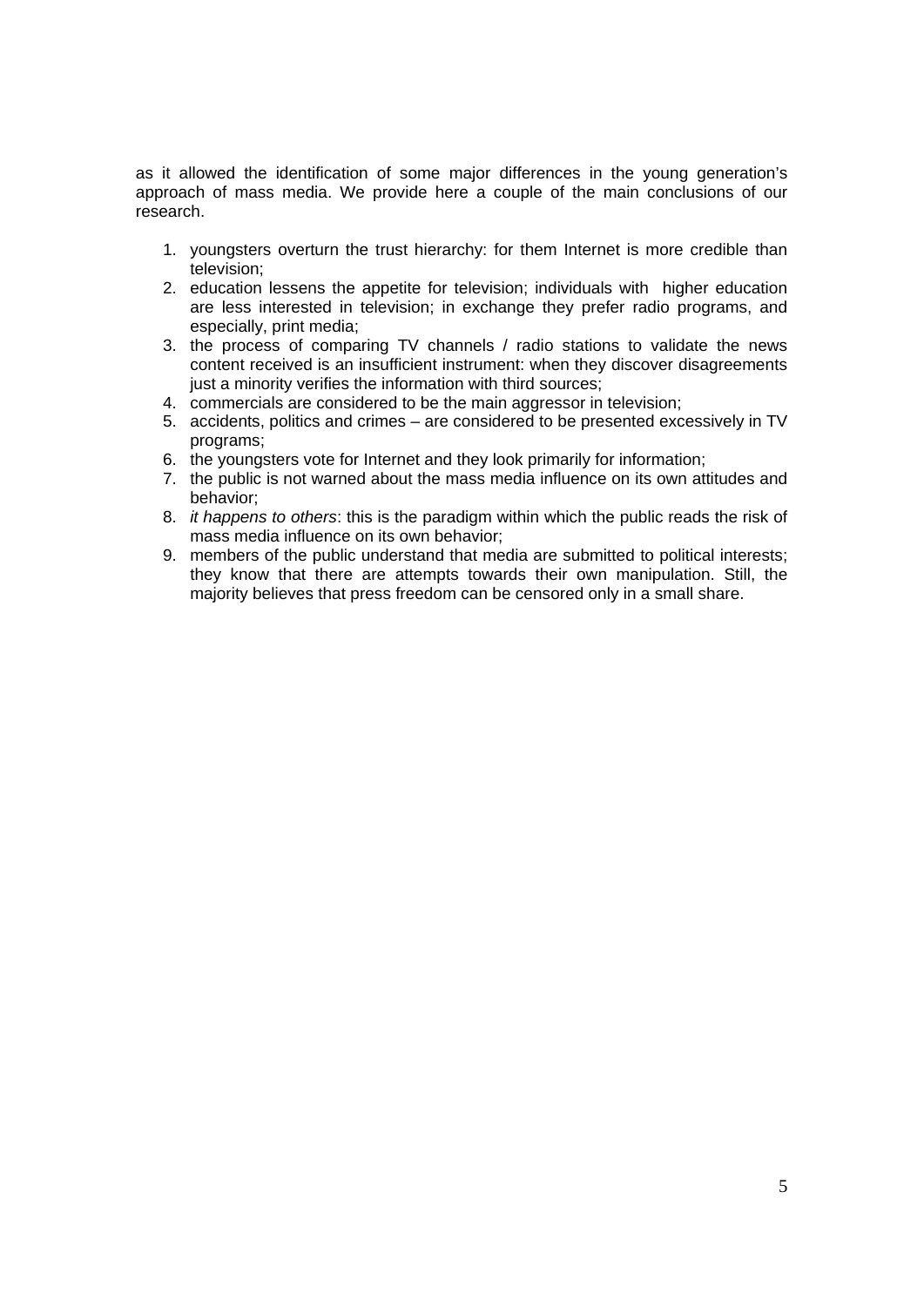as it allowed the identification of some major differences in the young generation's approach of mass media. We provide here a couple of the main conclusions of our research.

1. youngsters overturn the trust hierarchy: for them Internet is more credible than television;
2. education lessens the appetite for television; individuals with higher education are less interested in television; in exchange they prefer radio programs, and especially, print media;
3. the process of comparing TV channels / radio stations to validate the news content received is an insufficient instrument: when they discover disagreements just a minority verifies the information with third sources;
4. commercials are considered to be the main aggressor in television;
5. accidents, politics and crimes – are considered to be presented excessively in TV programs;
6. the youngsters vote for Internet and they look primarily for information;
7. the public is not warned about the mass media influence on its own attitudes and behavior;
8. *it happens to others*: this is the paradigm within which the public reads the risk of mass media influence on its own behavior;
9. members of the public understand that media are submitted to political interests; they know that there are attempts towards their own manipulation. Still, the majority believes that press freedom can be censored only in a small share.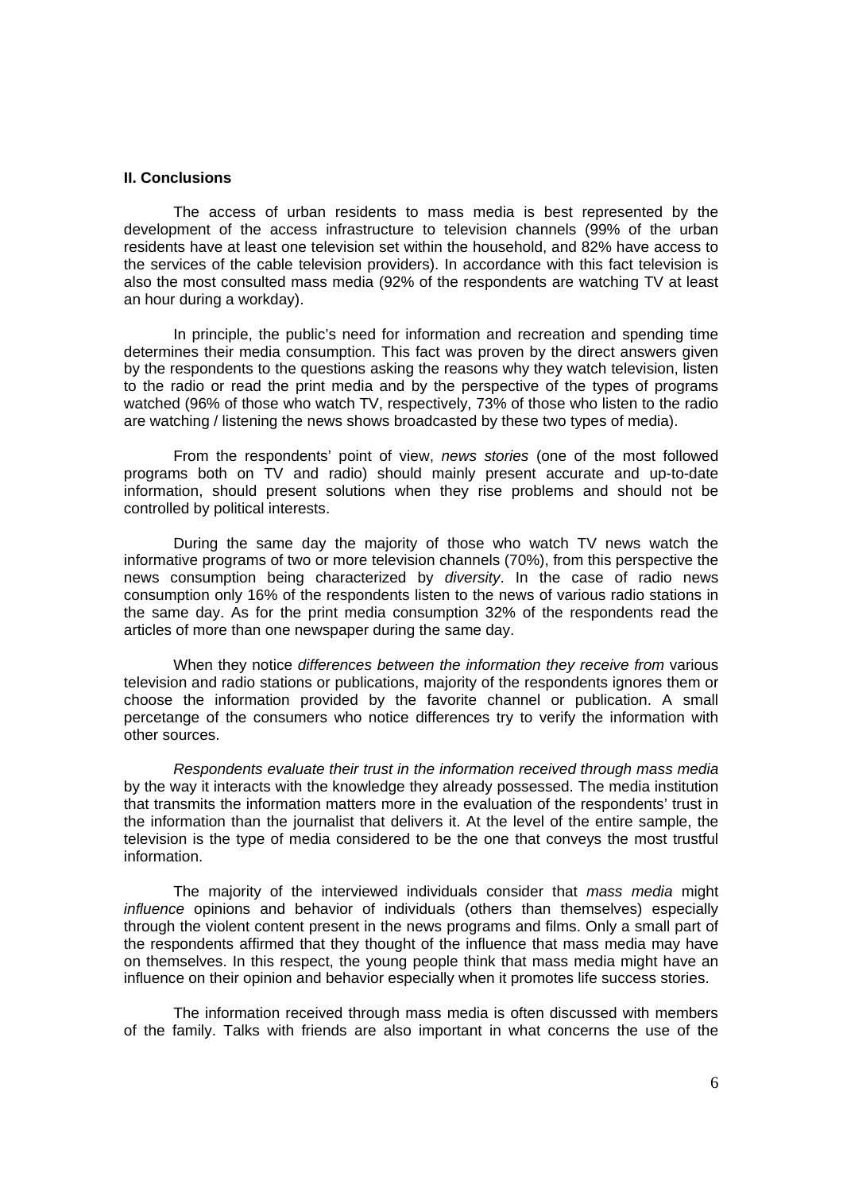**II. Conclusions**

The access of urban residents to mass media is best represented by the development of the access infrastructure to television channels (99% of the urban residents have at least one television set within the household, and 82% have access to the services of the cable television providers). In accordance with this fact television is also the most consulted mass media (92% of the respondents are watching TV at least an hour during a workday).

In principle, the public's need for information and recreation and spending time determines their media consumption. This fact was proven by the direct answers given by the respondents to the questions asking the reasons why they watch television, listen to the radio or read the print media and by the perspective of the types of programs watched (96% of those who watch TV, respectively, 73% of those who listen to the radio are watching / listening the news shows broadcasted by these two types of media).

From the respondents' point of view, *news stories* (one of the most followed programs both on TV and radio) should mainly present accurate and up-to-date information, should present solutions when they rise problems and should not be controlled by political interests.

During the same day the majority of those who watch TV news watch the informative programs of two or more television channels (70%), from this perspective the news consumption being characterized by *diversity*. In the case of radio news consumption only 16% of the respondents listen to the news of various radio stations in the same day. As for the print media consumption 32% of the respondents read the articles of more than one newspaper during the same day.

When they notice *differences between the information they receive from* various television and radio stations or publications, majority of the respondents ignores them or choose the information provided by the favorite channel or publication. A small percetange of the consumers who notice differences try to verify the information with other sources.

*Respondents evaluate their trust in the information received through mass media* by the way it interacts with the knowledge they already possessed. The media institution that transmits the information matters more in the evaluation of the respondents' trust in the information than the journalist that delivers it. At the level of the entire sample, the television is the type of media considered to be the one that conveys the most trustful information.

The majority of the interviewed individuals consider that *mass media* might *influence* opinions and behavior of individuals (others than themselves) especially through the violent content present in the news programs and films. Only a small part of the respondents affirmed that they thought of the influence that mass media may have on themselves. In this respect, the young people think that mass media might have an influence on their opinion and behavior especially when it promotes life success stories.

The information received through mass media is often discussed with members of the family. Talks with friends are also important in what concerns the use of the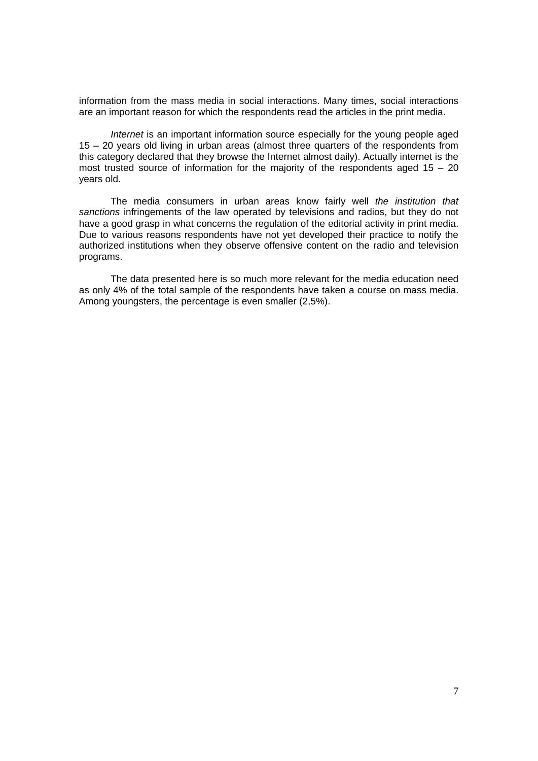information from the mass media in social interactions. Many times, social interactions are an important reason for which the respondents read the articles in the print media.

*Internet* is an important information source especially for the young people aged 15 – 20 years old living in urban areas (almost three quarters of the respondents from this category declared that they browse the Internet almost daily). Actually internet is the most trusted source of information for the majority of the respondents aged 15 – 20 years old.

The media consumers in urban areas know fairly well *the institution that sanctions* infringements of the law operated by televisions and radios, but they do not have a good grasp in what concerns the regulation of the editorial activity in print media. Due to various reasons respondents have not yet developed their practice to notify the authorized institutions when they observe offensive content on the radio and television programs.

The data presented here is so much more relevant for the media education need as only 4% of the total sample of the respondents have taken a course on mass media. Among youngsters, the percentage is even smaller (2,5%).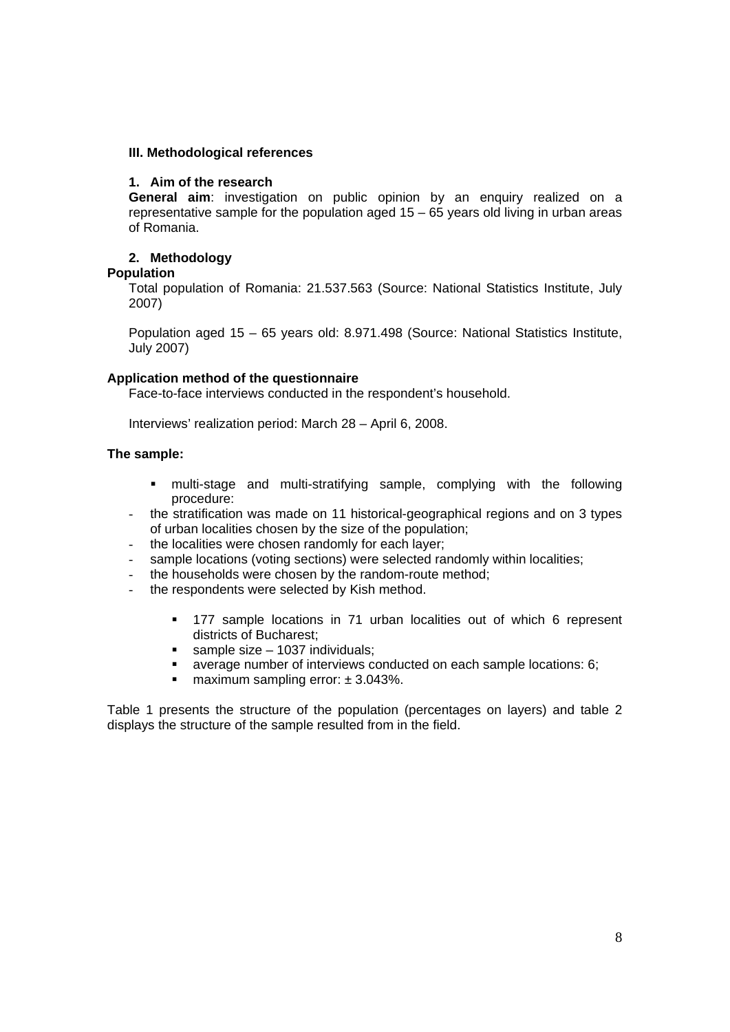### III. Methodological references

#### 1. Aim of the research

**General aim**: investigation on public opinion by an enquiry realized on a representative sample for the population aged 15 – 65 years old living in urban areas of Romania.

#### 2. Methodology

**Population**

Total population of Romania: 21.537.563 (Source: National Statistics Institute, July 2007)

Population aged 15 – 65 years old: 8.971.498 (Source: National Statistics Institute, July 2007)

**Application method of the questionnaire**

Face-to-face interviews conducted in the respondent's household.

Interviews' realization period: March 28 – April 6, 2008.

**The sample:**

- multi-stage and multi-stratifying sample, complying with the following procedure:
- the stratification was made on 11 historical-geographical regions and on 3 types of urban localities chosen by the size of the population;
- the localities were chosen randomly for each layer;
- sample locations (voting sections) were selected randomly within localities;
- the households were chosen by the random-route method;
- the respondents were selected by Kish method.

  - 177 sample locations in 71 urban localities out of which 6 represent districts of Bucharest;
  - sample size – 1037 individuals;
  - average number of interviews conducted on each sample locations: 6;
  - maximum sampling error: ± 3.043%.

Table 1 presents the structure of the population (percentages on layers) and table 2 displays the structure of the sample resulted from in the field.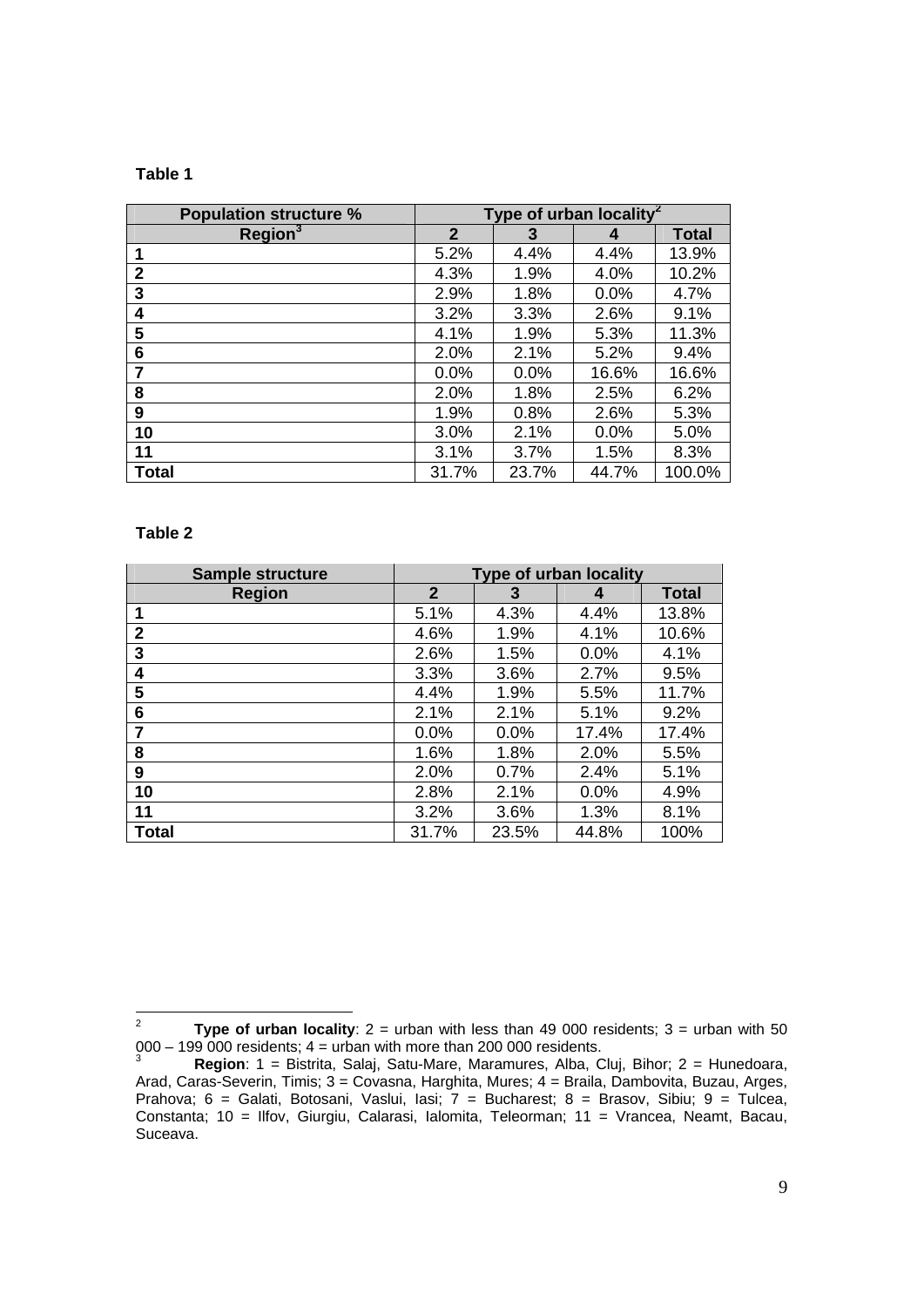**Table 1**

| Population structure % | Type of urban locality[2] | | | |
|---|---|---|---|---|
| Region[3] | 2 | 3 | 4 | Total |
| 1 | 5.2% | 4.4% | 4.4% | 13.9% |
| 2 | 4.3% | 1.9% | 4.0% | 10.2% |
| 3 | 2.9% | 1.8% | 0.0% | 4.7% |
| 4 | 3.2% | 3.3% | 2.6% | 9.1% |
| 5 | 4.1% | 1.9% | 5.3% | 11.3% |
| 6 | 2.0% | 2.1% | 5.2% | 9.4% |
| 7 | 0.0% | 0.0% | 16.6% | 16.6% |
| 8 | 2.0% | 1.8% | 2.5% | 6.2% |
| 9 | 1.9% | 0.8% | 2.6% | 5.3% |
| 10 | 3.0% | 2.1% | 0.0% | 5.0% |
| 11 | 3.1% | 3.7% | 1.5% | 8.3% |
| Total | 31.7% | 23.7% | 44.7% | 100.0% |

**Table 2**

| Sample structure | Type of urban locality | | | |
|---|---|---|---|---|
| Region | 2 | 3 | 4 | Total |
| 1 | 5.1% | 4.3% | 4.4% | 13.8% |
| 2 | 4.6% | 1.9% | 4.1% | 10.6% |
| 3 | 2.6% | 1.5% | 0.0% | 4.1% |
| 4 | 3.3% | 3.6% | 2.7% | 9.5% |
| 5 | 4.4% | 1.9% | 5.5% | 11.7% |
| 6 | 2.1% | 2.1% | 5.1% | 9.2% |
| 7 | 0.0% | 0.0% | 17.4% | 17.4% |
| 8 | 1.6% | 1.8% | 2.0% | 5.5% |
| 9 | 2.0% | 0.7% | 2.4% | 5.1% |
| 10 | 2.8% | 2.1% | 0.0% | 4.9% |
| 11 | 3.2% | 3.6% | 1.3% | 8.1% |
| Total | 31.7% | 23.5% | 44.8% | 100% |

[2] **Type of urban locality**: 2 = urban with less than 49 000 residents; 3 = urban with 50 000 – 199 000 residents; 4 = urban with more than 200 000 residents.

[3] **Region**: 1 = Bistrita, Salaj, Satu-Mare, Maramures, Alba, Cluj, Bihor; 2 = Hunedoara, Arad, Caras-Severin, Timis; 3 = Covasna, Harghita, Mures; 4 = Braila, Dambovita, Buzau, Arges, Prahova; 6 = Galati, Botosani, Vaslui, Iasi; 7 = Bucharest; 8 = Brasov, Sibiu; 9 = Tulcea, Constanta; 10 = Ilfov, Giurgiu, Calarasi, Ialomita, Teleorman; 11 = Vrancea, Neamt, Bacau, Suceava.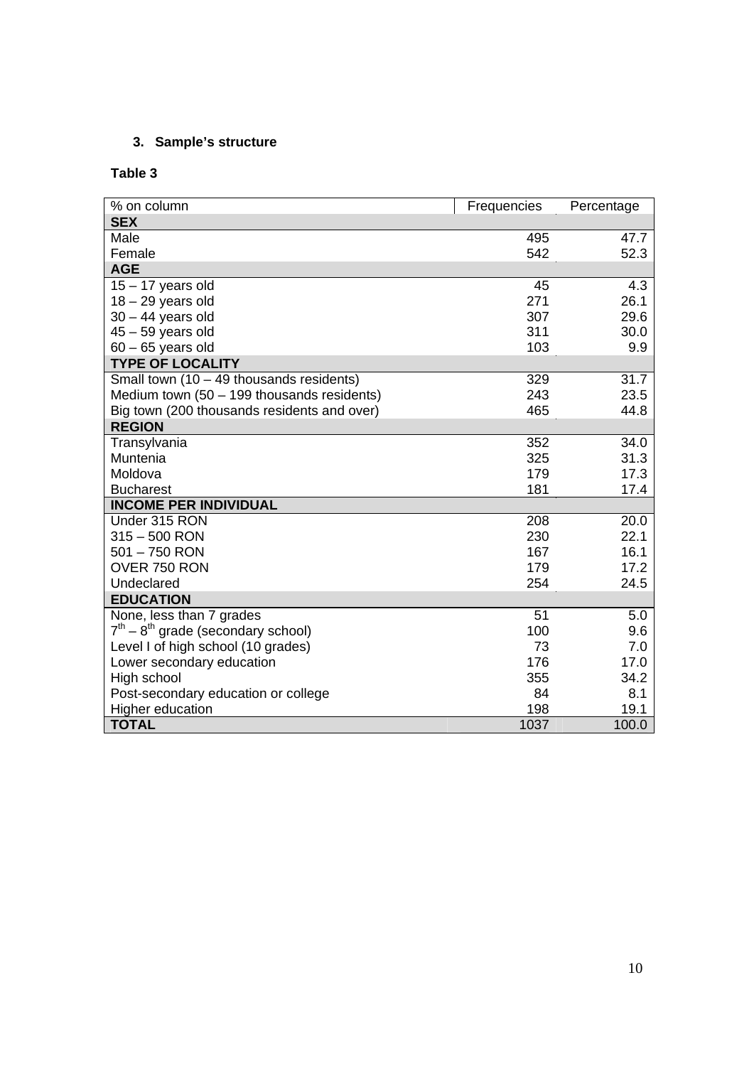### 3. Sample's structure

**Table 3**

| % on column | Frequencies | Percentage |
|---|---|---|
| **SEX** | | |
| Male | 495 | 47.7 |
| Female | 542 | 52.3 |
| **AGE** | | |
| 15 – 17 years old | 45 | 4.3 |
| 18 – 29 years old | 271 | 26.1 |
| 30 – 44 years old | 307 | 29.6 |
| 45 – 59 years old | 311 | 30.0 |
| 60 – 65 years old | 103 | 9.9 |
| **TYPE OF LOCALITY** | | |
| Small town (10 – 49 thousands residents) | 329 | 31.7 |
| Medium town (50 – 199 thousands residents) | 243 | 23.5 |
| Big town (200 thousands residents and over) | 465 | 44.8 |
| **REGION** | | |
| Transylvania | 352 | 34.0 |
| Muntenia | 325 | 31.3 |
| Moldova | 179 | 17.3 |
| Bucharest | 181 | 17.4 |
| **INCOME PER INDIVIDUAL** | | |
| Under 315 RON | 208 | 20.0 |
| 315 – 500 RON | 230 | 22.1 |
| 501 – 750 RON | 167 | 16.1 |
| OVER 750 RON | 179 | 17.2 |
| Undeclared | 254 | 24.5 |
| **EDUCATION** | | |
| None, less than 7 grades | 51 | 5.0 |
| 7th – 8th grade (secondary school) | 100 | 9.6 |
| Level I of high school (10 grades) | 73 | 7.0 |
| Lower secondary education | 176 | 17.0 |
| High school | 355 | 34.2 |
| Post-secondary education or college | 84 | 8.1 |
| Higher education | 198 | 19.1 |
| **TOTAL** | 1037 | 100.0 |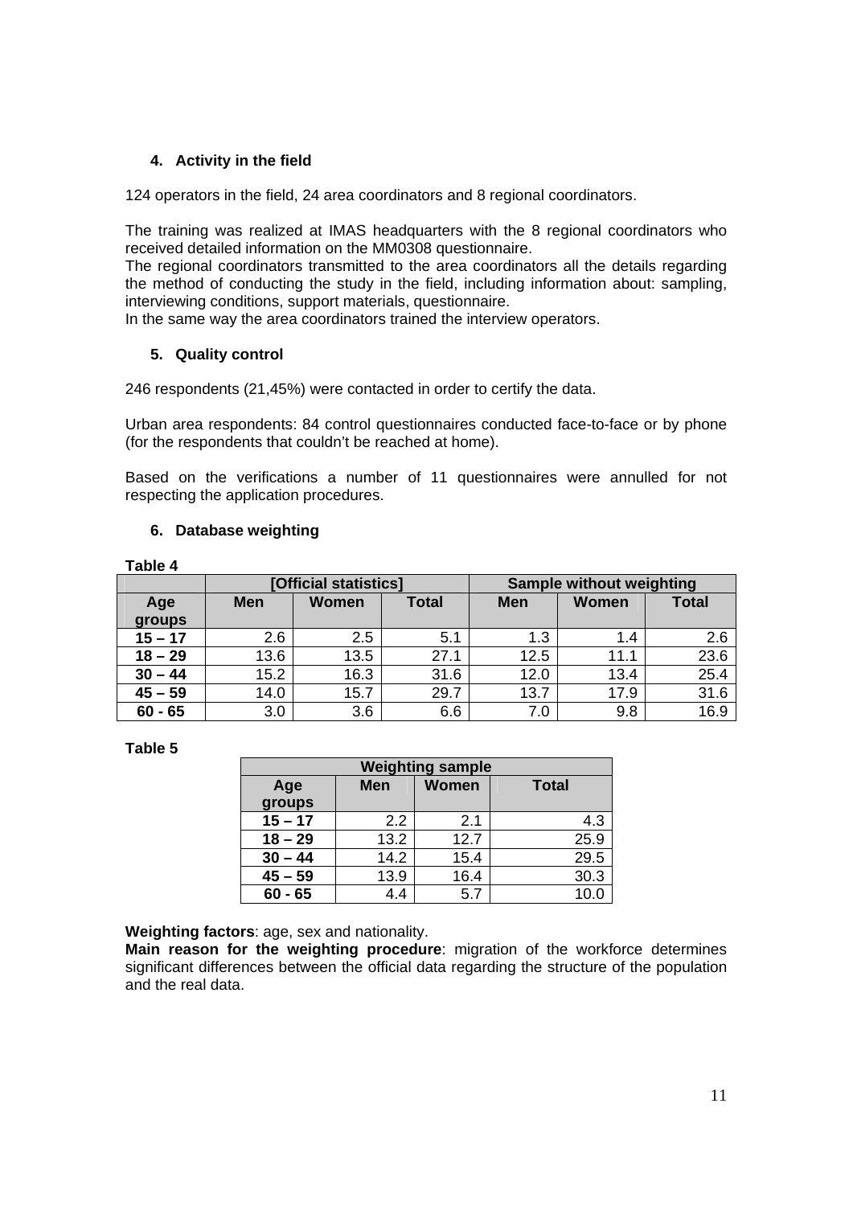### 4. Activity in the field

124 operators in the field, 24 area coordinators and 8 regional coordinators.

The training was realized at IMAS headquarters with the 8 regional coordinators who received detailed information on the MM0308 questionnaire.
The regional coordinators transmitted to the area coordinators all the details regarding the method of conducting the study in the field, including information about: sampling, interviewing conditions, support materials, questionnaire.
In the same way the area coordinators trained the interview operators.

### 5. Quality control

246 respondents (21,45%) were contacted in order to certify the data.

Urban area respondents: 84 control questionnaires conducted face-to-face or by phone (for the respondents that couldn't be reached at home).

Based on the verifications a number of 11 questionnaires were annulled for not respecting the application procedures.

### 6. Database weighting

**Table 4**

| | [Official statistics] | | | Sample without weighting | | |
|---|---|---|---|---|---|---|
| **Age groups** | **Men** | **Women** | **Total** | **Men** | **Women** | **Total** |
| **15 – 17** | 2.6 | 2.5 | 5.1 | 1.3 | 1.4 | 2.6 |
| **18 – 29** | 13.6 | 13.5 | 27.1 | 12.5 | 11.1 | 23.6 |
| **30 – 44** | 15.2 | 16.3 | 31.6 | 12.0 | 13.4 | 25.4 |
| **45 – 59** | 14.0 | 15.7 | 29.7 | 13.7 | 17.9 | 31.6 |
| **60 - 65** | 3.0 | 3.6 | 6.6 | 7.0 | 9.8 | 16.9 |

**Table 5**

| Weighting sample | | | |
|---|---|---|---|
| **Age groups** | **Men** | **Women** | **Total** |
| **15 – 17** | 2.2 | 2.1 | 4.3 |
| **18 – 29** | 13.2 | 12.7 | 25.9 |
| **30 – 44** | 14.2 | 15.4 | 29.5 |
| **45 – 59** | 13.9 | 16.4 | 30.3 |
| **60 - 65** | 4.4 | 5.7 | 10.0 |

**Weighting factors**: age, sex and nationality.
**Main reason for the weighting procedure**: migration of the workforce determines significant differences between the official data regarding the structure of the population and the real data.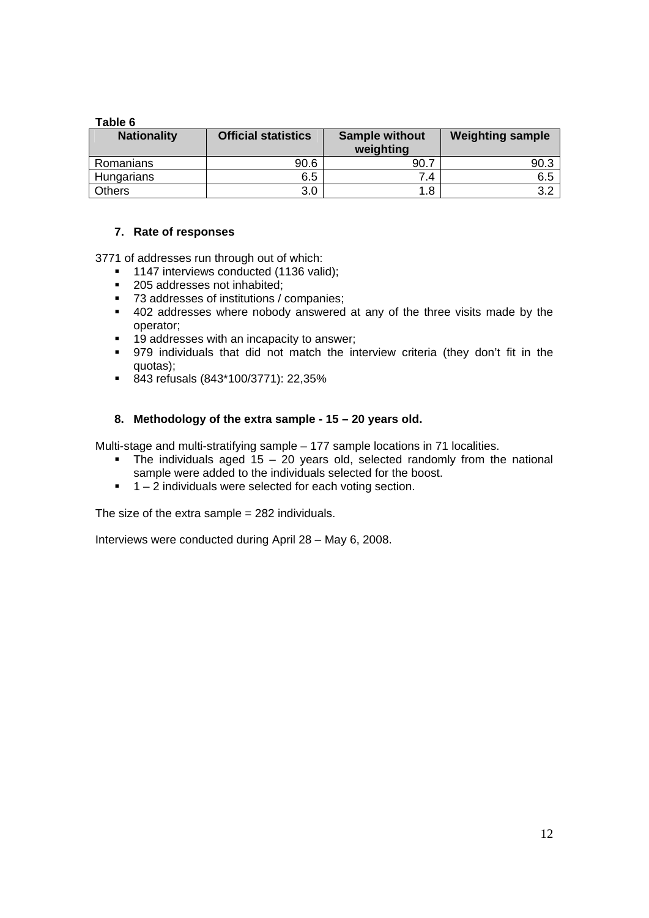**Table 6**

| Nationality | Official statistics | Sample without weighting | Weighting sample |
|---|---|---|---|
| Romanians | 90.6 | 90.7 | 90.3 |
| Hungarians | 6.5 | 7.4 | 6.5 |
| Others | 3.0 | 1.8 | 3.2 |

### 7. Rate of responses

3771 of addresses run through out of which:

- 1147 interviews conducted (1136 valid);
- 205 addresses not inhabited;
- 73 addresses of institutions / companies;
- 402 addresses where nobody answered at any of the three visits made by the operator;
- 19 addresses with an incapacity to answer;
- 979 individuals that did not match the interview criteria (they don't fit in the quotas);
- 843 refusals (843*100/3771): 22,35%

### 8. Methodology of the extra sample - 15 – 20 years old.

Multi-stage and multi-stratifying sample – 177 sample locations in 71 localities.

- The individuals aged 15 – 20 years old, selected randomly from the national sample were added to the individuals selected for the boost.
- 1 – 2 individuals were selected for each voting section.

The size of the extra sample = 282 individuals.

Interviews were conducted during April 28 – May 6, 2008.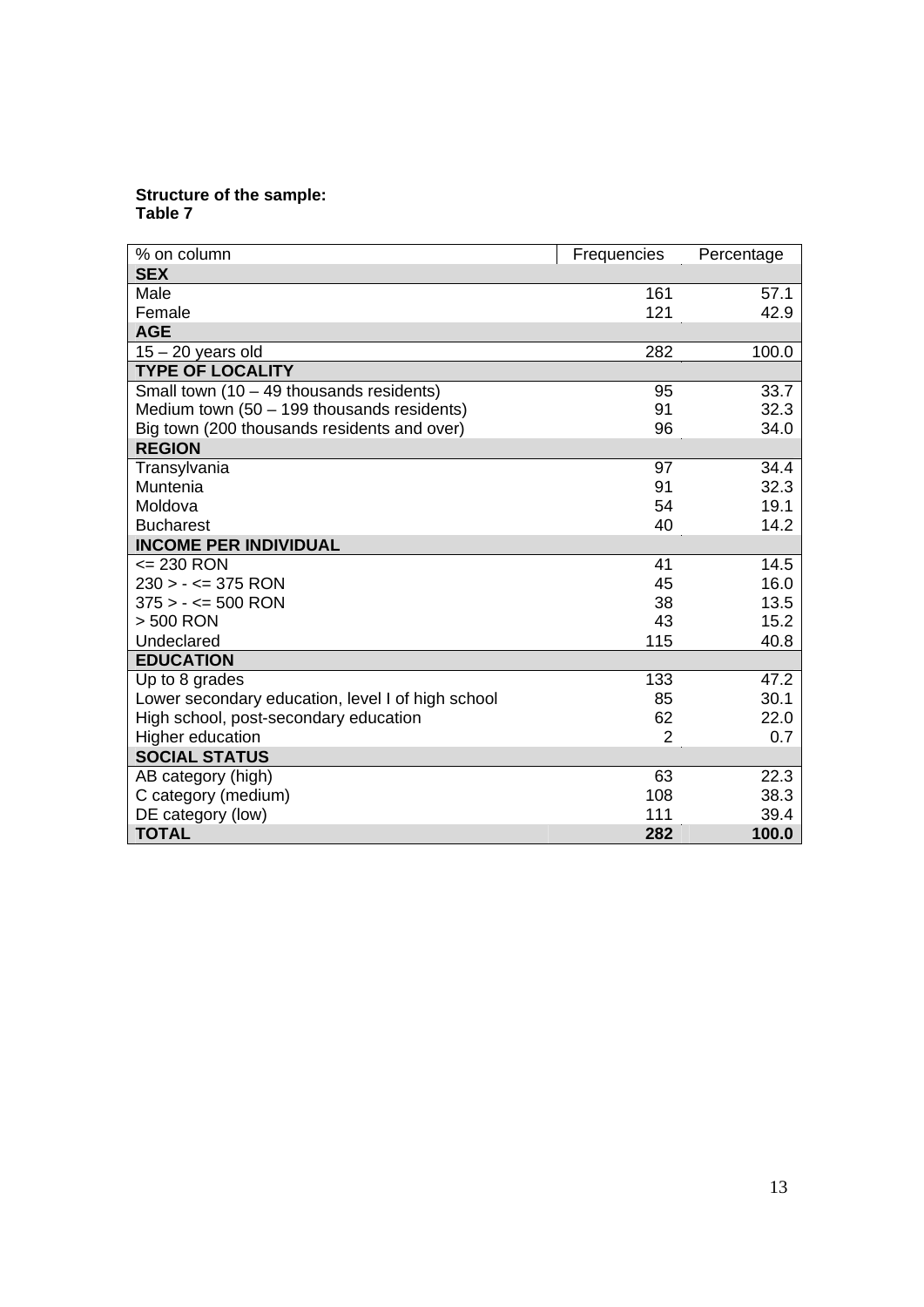**Structure of the sample:**
**Table 7**

| % on column | Frequencies | Percentage |
|---|---|---|
| **SEX** | | |
| Male | 161 | 57.1 |
| Female | 121 | 42.9 |
| **AGE** | | |
| 15 – 20 years old | 282 | 100.0 |
| **TYPE OF LOCALITY** | | |
| Small town (10 – 49 thousands residents) | 95 | 33.7 |
| Medium town (50 – 199 thousands residents) | 91 | 32.3 |
| Big town (200 thousands residents and over) | 96 | 34.0 |
| **REGION** | | |
| Transylvania | 97 | 34.4 |
| Muntenia | 91 | 32.3 |
| Moldova | 54 | 19.1 |
| Bucharest | 40 | 14.2 |
| **INCOME PER INDIVIDUAL** | | |
| <= 230 RON | 41 | 14.5 |
| 230 > - <= 375 RON | 45 | 16.0 |
| 375 > - <= 500 RON | 38 | 13.5 |
| > 500 RON | 43 | 15.2 |
| Undeclared | 115 | 40.8 |
| **EDUCATION** | | |
| Up to 8 grades | 133 | 47.2 |
| Lower secondary education, level I of high school | 85 | 30.1 |
| High school, post-secondary education | 62 | 22.0 |
| Higher education | 2 | 0.7 |
| **SOCIAL STATUS** | | |
| AB category (high) | 63 | 22.3 |
| C category (medium) | 108 | 38.3 |
| DE category (low) | 111 | 39.4 |
| **TOTAL** | **282** | **100.0** |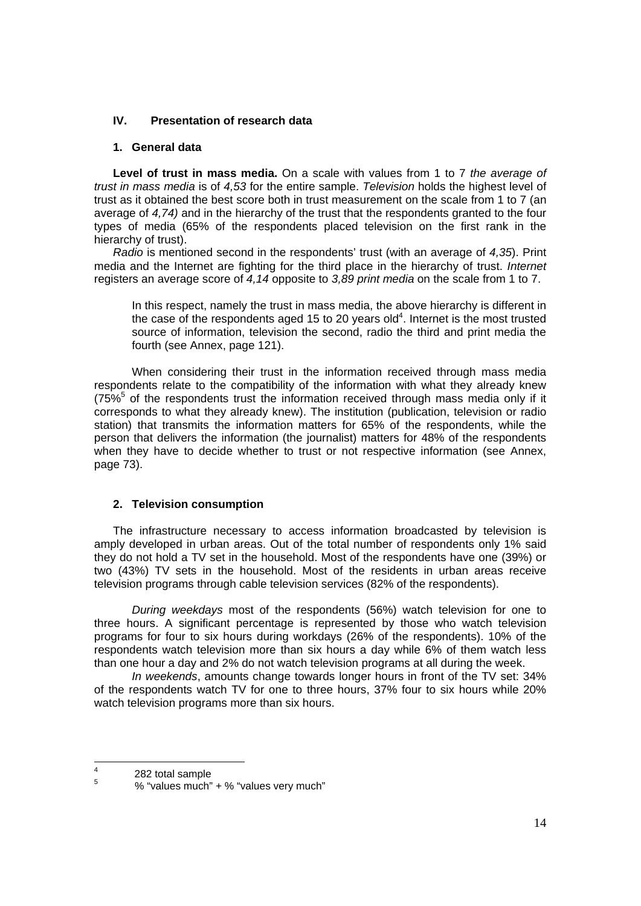## IV. Presentation of research data

### 1. General data

**Level of trust in mass media.** On a scale with values from 1 to 7 *the average of trust in mass media* is of *4,53* for the entire sample. *Television* holds the highest level of trust as it obtained the best score both in trust measurement on the scale from 1 to 7 (an average of *4,74)* and in the hierarchy of the trust that the respondents granted to the four types of media (65% of the respondents placed television on the first rank in the hierarchy of trust).

*Radio* is mentioned second in the respondents' trust (with an average of *4,35*). Print media and the Internet are fighting for the third place in the hierarchy of trust. *Internet* registers an average score of *4,14* opposite to *3,89 print media* on the scale from 1 to 7.

> In this respect, namely the trust in mass media, the above hierarchy is different in the case of the respondents aged 15 to 20 years old[4]. Internet is the most trusted source of information, television the second, radio the third and print media the fourth (see Annex, page 121).

When considering their trust in the information received through mass media respondents relate to the compatibility of the information with what they already knew (75%[5] of the respondents trust the information received through mass media only if it corresponds to what they already knew). The institution (publication, television or radio station) that transmits the information matters for 65% of the respondents, while the person that delivers the information (the journalist) matters for 48% of the respondents when they have to decide whether to trust or not respective information (see Annex, page 73).

### 2. Television consumption

The infrastructure necessary to access information broadcasted by television is amply developed in urban areas. Out of the total number of respondents only 1% said they do not hold a TV set in the household. Most of the respondents have one (39%) or two (43%) TV sets in the household. Most of the residents in urban areas receive television programs through cable television services (82% of the respondents).

*During weekdays* most of the respondents (56%) watch television for one to three hours. A significant percentage is represented by those who watch television programs for four to six hours during workdays (26% of the respondents). 10% of the respondents watch television more than six hours a day while 6% of them watch less than one hour a day and 2% do not watch television programs at all during the week.

*In weekends*, amounts change towards longer hours in front of the TV set: 34% of the respondents watch TV for one to three hours, 37% four to six hours while 20% watch television programs more than six hours.

---

[4] 282 total sample

[5] % "values much" + % "values very much"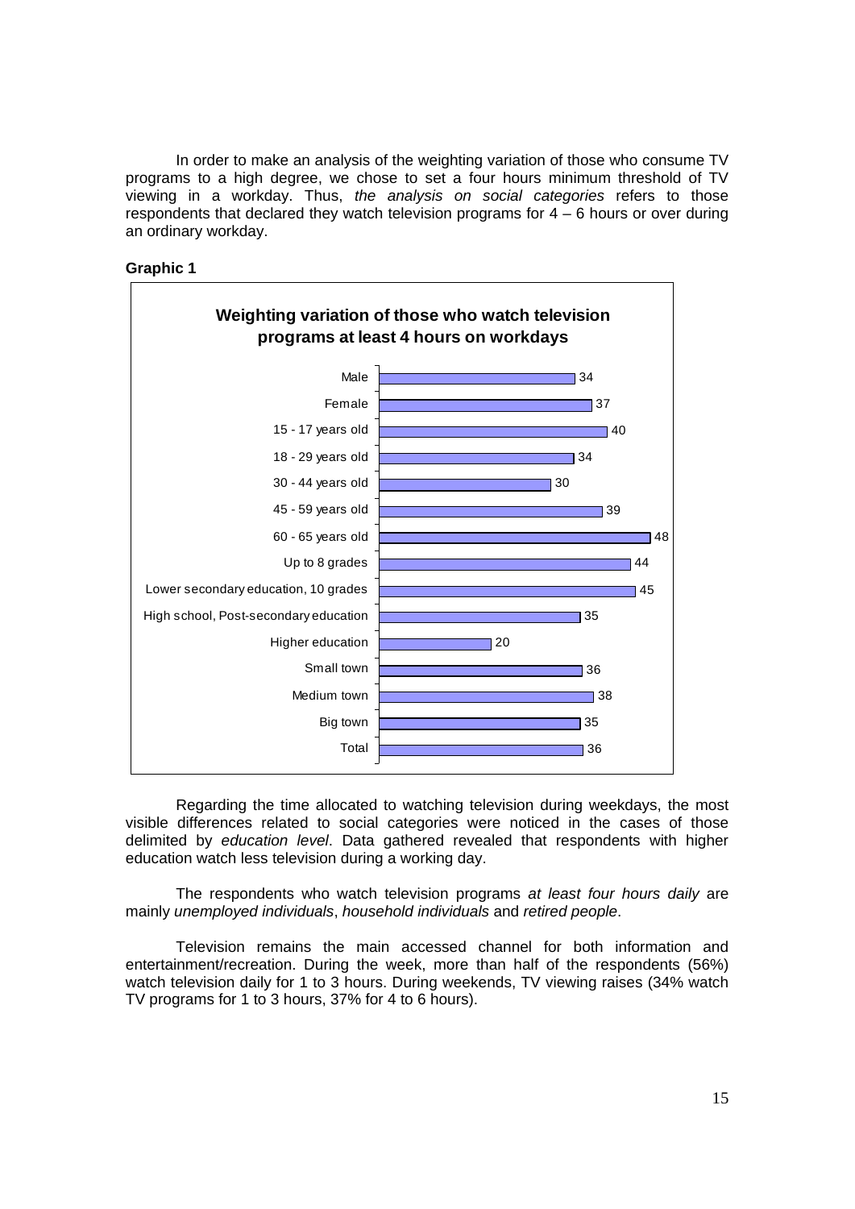In order to make an analysis of the weighting variation of those who consume TV programs to a high degree, we chose to set a four hours minimum threshold of TV viewing in a workday. Thus, *the analysis on social categories* refers to those respondents that declared they watch television programs for 4 – 6 hours or over during an ordinary workday.

**Graphic 1**

**Weighting variation of those who watch television programs at least 4 hours on workdays**

| Category | Value |
|---|---|
| Male | 34 |
| Female | 37 |
| 15 - 17 years old | 40 |
| 18 - 29 years old | 34 |
| 30 - 44 years old | 30 |
| 45 - 59 years old | 39 |
| 60 - 65 years old | 48 |
| Up to 8 grades | 44 |
| Lower secondary education, 10 grades | 45 |
| High school, Post-secondary education | 35 |
| Higher education | 20 |
| Small town | 36 |
| Medium town | 38 |
| Big town | 35 |
| Total | 36 |

Regarding the time allocated to watching television during weekdays, the most visible differences related to social categories were noticed in the cases of those delimited by *education level*. Data gathered revealed that respondents with higher education watch less television during a working day.

The respondents who watch television programs *at least four hours daily* are mainly *unemployed individuals*, *household individuals* and *retired people*.

Television remains the main accessed channel for both information and entertainment/recreation. During the week, more than half of the respondents (56%) watch television daily for 1 to 3 hours. During weekends, TV viewing raises (34% watch TV programs for 1 to 3 hours, 37% for 4 to 6 hours).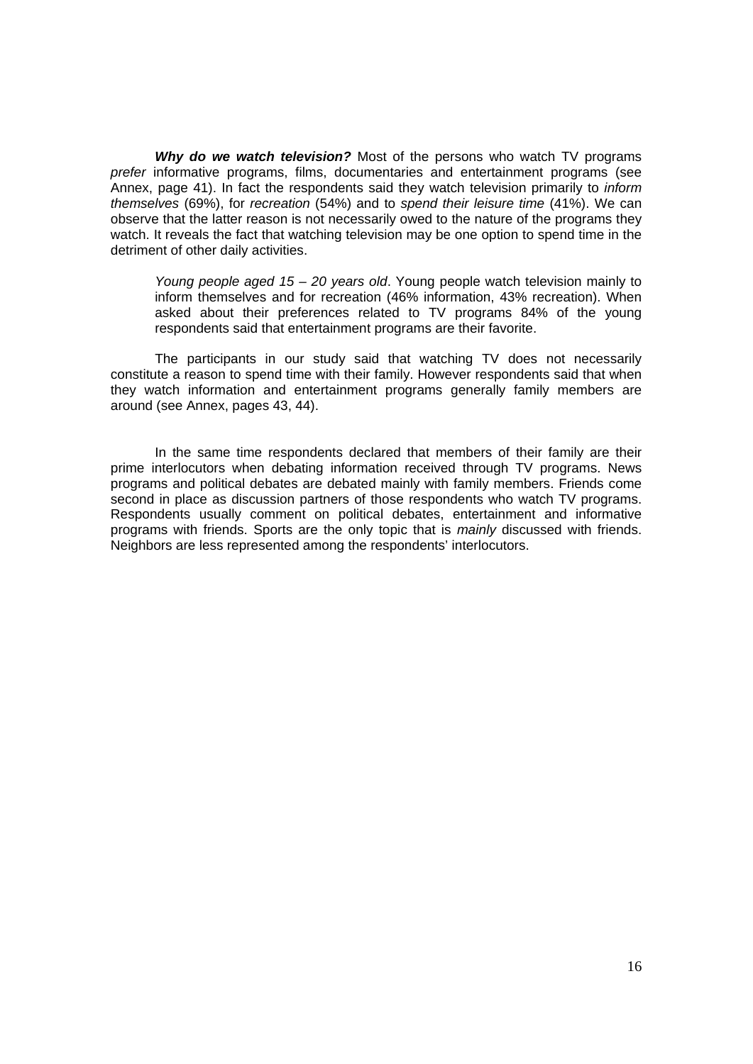***Why do we watch television?*** Most of the persons who watch TV programs *prefer* informative programs, films, documentaries and entertainment programs (see Annex, page 41). In fact the respondents said they watch television primarily to *inform themselves* (69%), for *recreation* (54%) and to *spend their leisure time* (41%). We can observe that the latter reason is not necessarily owed to the nature of the programs they watch. It reveals the fact that watching television may be one option to spend time in the detriment of other daily activities.

> *Young people aged 15 – 20 years old*. Young people watch television mainly to inform themselves and for recreation (46% information, 43% recreation). When asked about their preferences related to TV programs 84% of the young respondents said that entertainment programs are their favorite.

The participants in our study said that watching TV does not necessarily constitute a reason to spend time with their family. However respondents said that when they watch information and entertainment programs generally family members are around (see Annex, pages 43, 44).

In the same time respondents declared that members of their family are their prime interlocutors when debating information received through TV programs. News programs and political debates are debated mainly with family members. Friends come second in place as discussion partners of those respondents who watch TV programs. Respondents usually comment on political debates, entertainment and informative programs with friends. Sports are the only topic that is *mainly* discussed with friends. Neighbors are less represented among the respondents' interlocutors.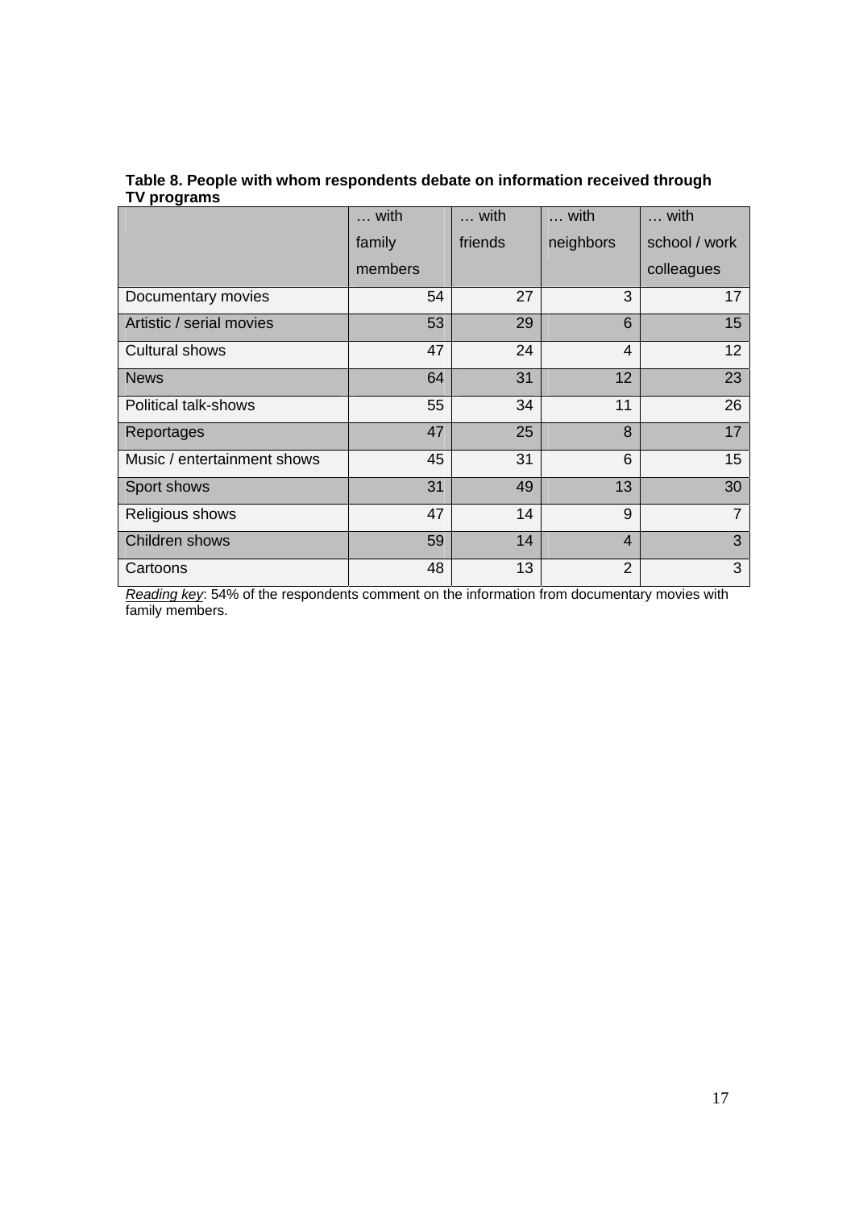**Table 8. People with whom respondents debate on information received through TV programs**

| | … with family members | … with friends | … with neighbors | … with school / work colleagues |
|---|---|---|---|---|
| Documentary movies | 54 | 27 | 3 | 17 |
| Artistic / serial movies | 53 | 29 | 6 | 15 |
| Cultural shows | 47 | 24 | 4 | 12 |
| News | 64 | 31 | 12 | 23 |
| Political talk-shows | 55 | 34 | 11 | 26 |
| Reportages | 47 | 25 | 8 | 17 |
| Music / entertainment shows | 45 | 31 | 6 | 15 |
| Sport shows | 31 | 49 | 13 | 30 |
| Religious shows | 47 | 14 | 9 | 7 |
| Children shows | 59 | 14 | 4 | 3 |
| Cartoons | 48 | 13 | 2 | 3 |

*Reading key*: 54% of the respondents comment on the information from documentary movies with family members.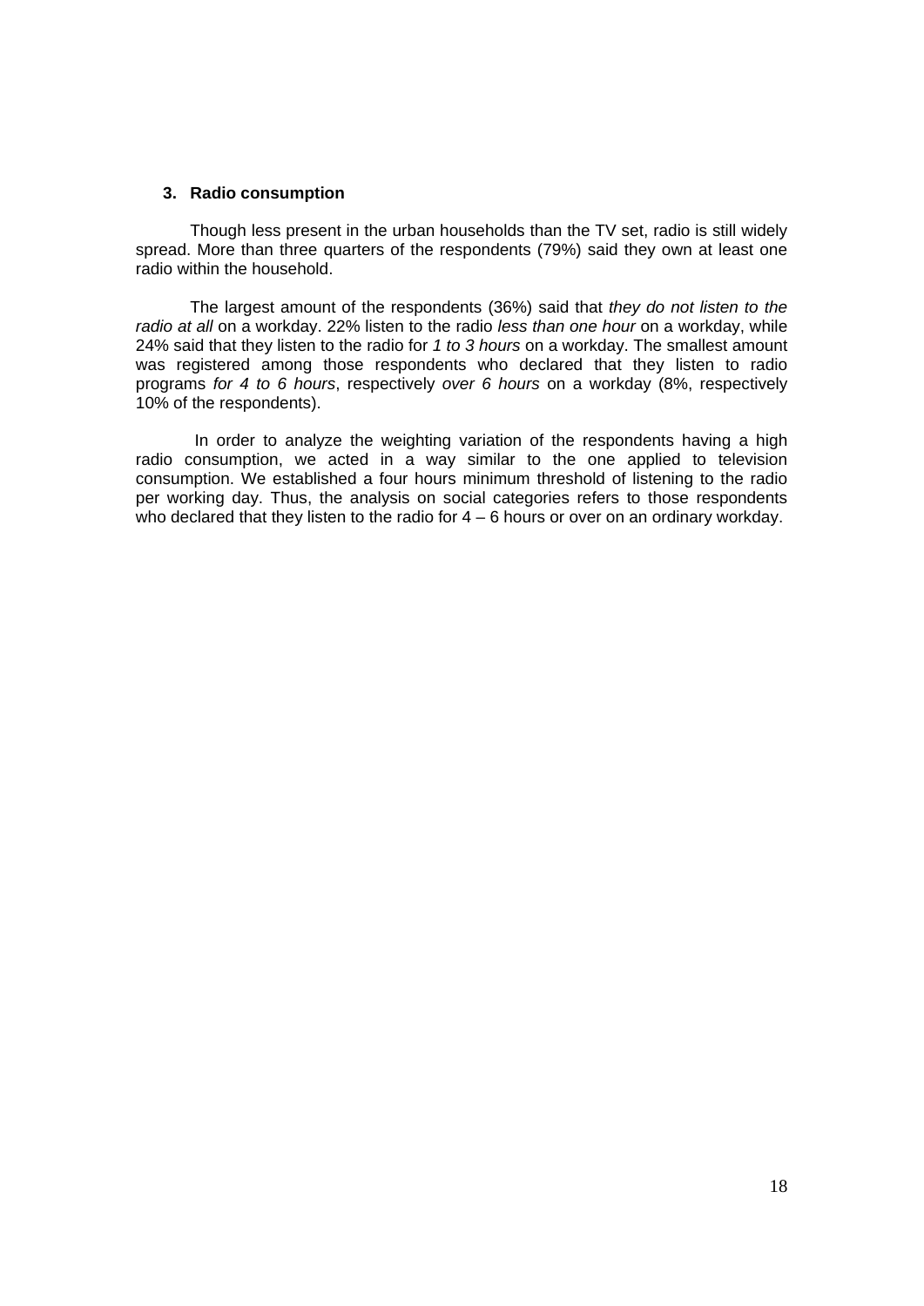## 3. Radio consumption

Though less present in the urban households than the TV set, radio is still widely spread. More than three quarters of the respondents (79%) said they own at least one radio within the household.

The largest amount of the respondents (36%) said that *they do not listen to the radio at all* on a workday. 22% listen to the radio *less than one hour* on a workday, while 24% said that they listen to the radio for *1 to 3 hours* on a workday. The smallest amount was registered among those respondents who declared that they listen to radio programs *for 4 to 6 hours*, respectively *over 6 hours* on a workday (8%, respectively 10% of the respondents).

In order to analyze the weighting variation of the respondents having a high radio consumption, we acted in a way similar to the one applied to television consumption. We established a four hours minimum threshold of listening to the radio per working day. Thus, the analysis on social categories refers to those respondents who declared that they listen to the radio for 4 – 6 hours or over on an ordinary workday.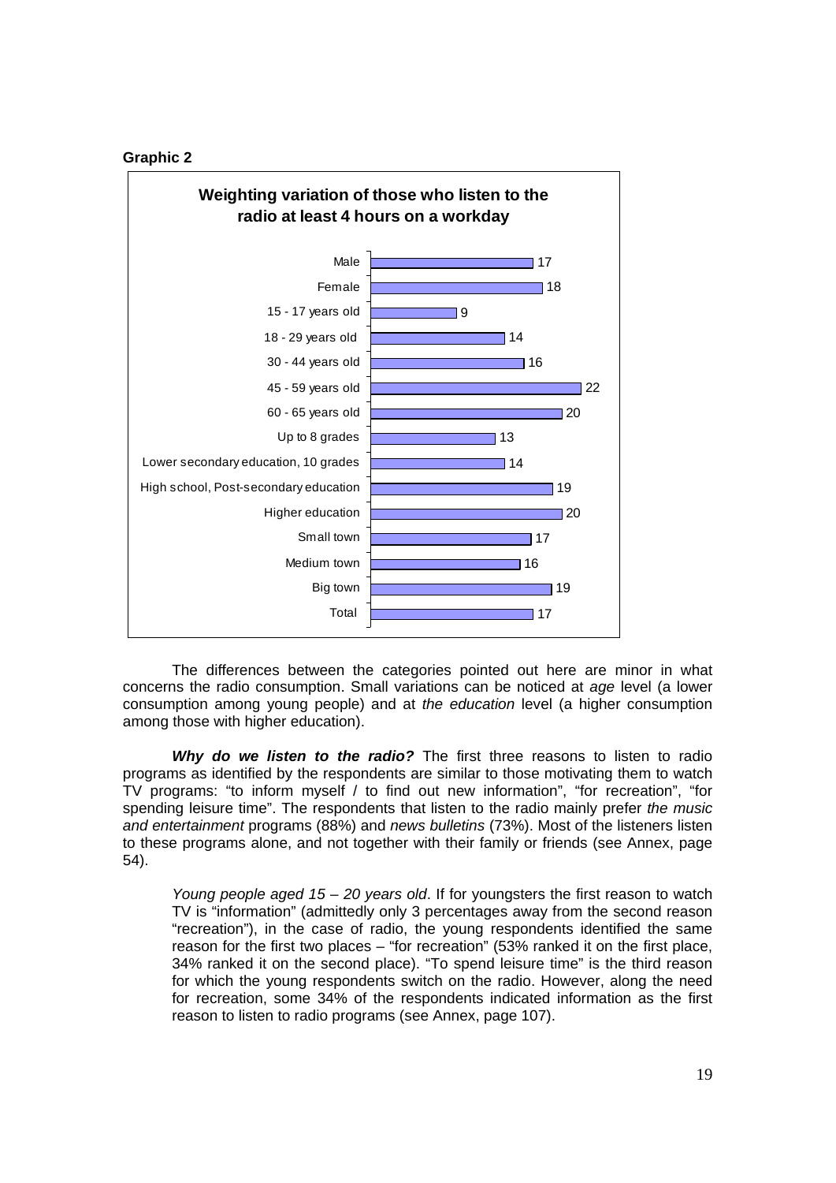**Graphic 2**

**Weighting variation of those who listen to the radio at least 4 hours on a workday**

| Category | Value |
|---|---|
| Male | 17 |
| Female | 18 |
| 15 - 17 years old | 9 |
| 18 - 29 years old | 14 |
| 30 - 44 years old | 16 |
| 45 - 59 years old | 22 |
| 60 - 65 years old | 20 |
| Up to 8 grades | 13 |
| Lower secondary education, 10 grades | 14 |
| High school, Post-secondary education | 19 |
| Higher education | 20 |
| Small town | 17 |
| Medium town | 16 |
| Big town | 19 |
| Total | 17 |

The differences between the categories pointed out here are minor in what concerns the radio consumption. Small variations can be noticed at *age* level (a lower consumption among young people) and at *the education* level (a higher consumption among those with higher education).

***Why do we listen to the radio?*** The first three reasons to listen to radio programs as identified by the respondents are similar to those motivating them to watch TV programs: "to inform myself / to find out new information", "for recreation", "for spending leisure time". The respondents that listen to the radio mainly prefer *the music and entertainment* programs (88%) and *news bulletins* (73%). Most of the listeners listen to these programs alone, and not together with their family or friends (see Annex, page 54).

> *Young people aged 15 – 20 years old*. If for youngsters the first reason to watch TV is "information" (admittedly only 3 percentages away from the second reason "recreation"), in the case of radio, the young respondents identified the same reason for the first two places – "for recreation" (53% ranked it on the first place, 34% ranked it on the second place). "To spend leisure time" is the third reason for which the young respondents switch on the radio. However, along the need for recreation, some 34% of the respondents indicated information as the first reason to listen to radio programs (see Annex, page 107).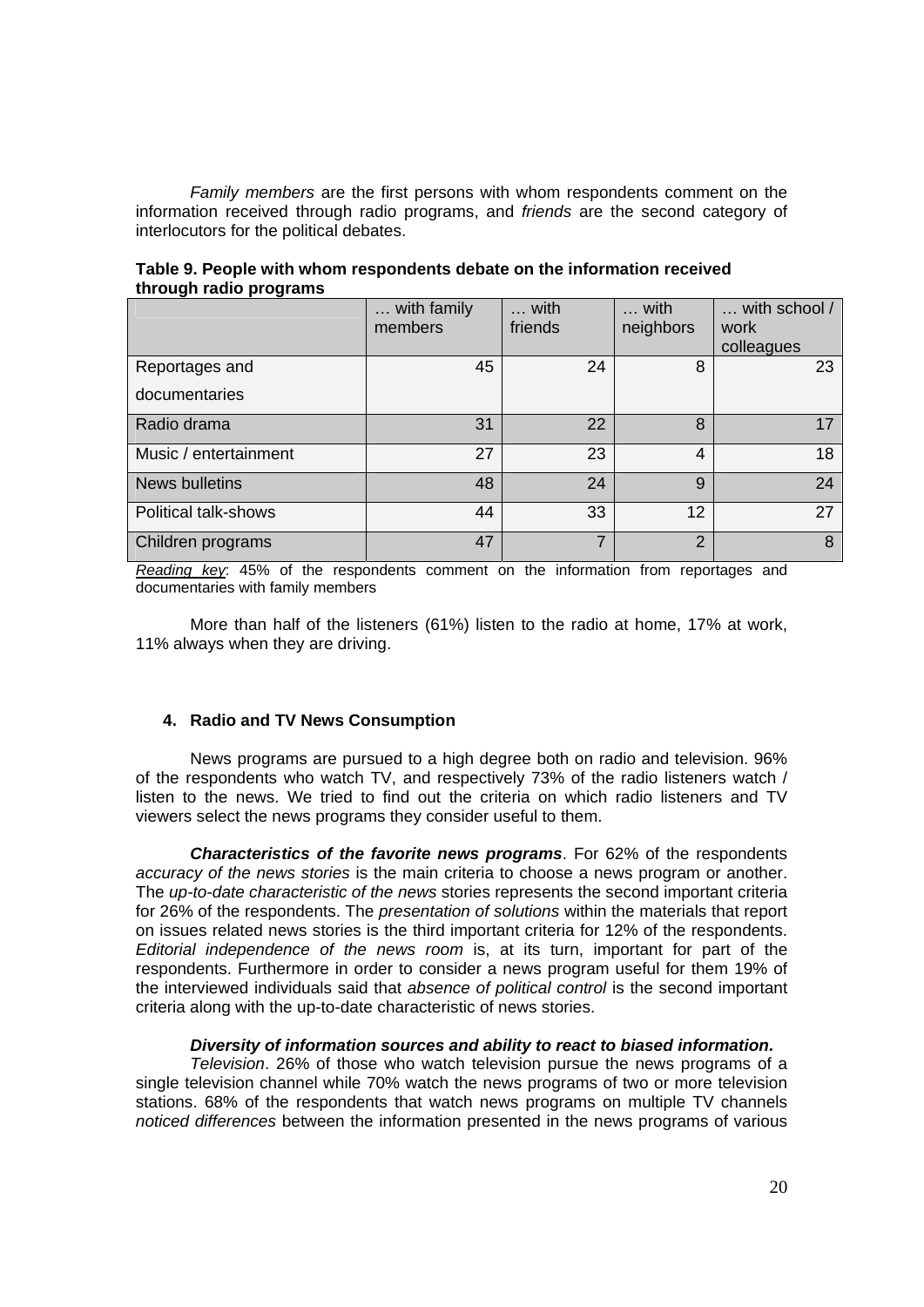*Family members* are the first persons with whom respondents comment on the information received through radio programs, and *friends* are the second category of interlocutors for the political debates.

**Table 9. People with whom respondents debate on the information received through radio programs**

| | … with family members | … with friends | … with neighbors | … with school / work colleagues |
|---|---|---|---|---|
| Reportages and documentaries | 45 | 24 | 8 | 23 |
| Radio drama | 31 | 22 | 8 | 17 |
| Music / entertainment | 27 | 23 | 4 | 18 |
| News bulletins | 48 | 24 | 9 | 24 |
| Political talk-shows | 44 | 33 | 12 | 27 |
| Children programs | 47 | 7 | 2 | 8 |

*Reading key*: 45% of the respondents comment on the information from reportages and documentaries with family members

More than half of the listeners (61%) listen to the radio at home, 17% at work, 11% always when they are driving.

### 4. Radio and TV News Consumption

News programs are pursued to a high degree both on radio and television. 96% of the respondents who watch TV, and respectively 73% of the radio listeners watch / listen to the news. We tried to find out the criteria on which radio listeners and TV viewers select the news programs they consider useful to them.

***Characteristics of the favorite news programs***. For 62% of the respondents *accuracy of the news stories* is the main criteria to choose a news program or another. The *up-to-date characteristic of the news* stories represents the second important criteria for 26% of the respondents. The *presentation of solutions* within the materials that report on issues related news stories is the third important criteria for 12% of the respondents. *Editorial independence of the news room* is, at its turn, important for part of the respondents. Furthermore in order to consider a news program useful for them 19% of the interviewed individuals said that *absence of political control* is the second important criteria along with the up-to-date characteristic of news stories.

***Diversity of information sources and ability to react to biased information.***

*Television*. 26% of those who watch television pursue the news programs of a single television channel while 70% watch the news programs of two or more television stations. 68% of the respondents that watch news programs on multiple TV channels *noticed differences* between the information presented in the news programs of various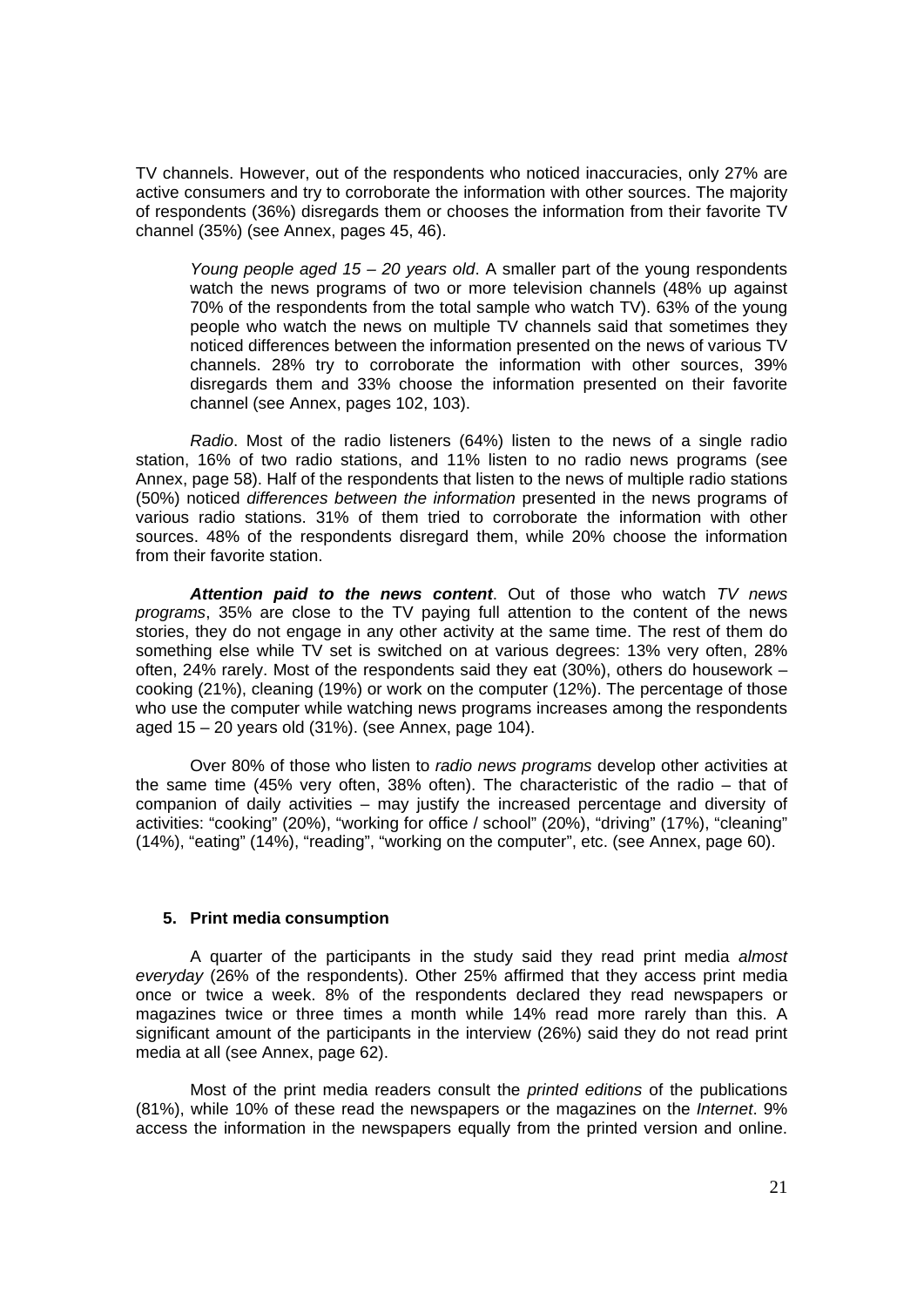TV channels. However, out of the respondents who noticed inaccuracies, only 27% are active consumers and try to corroborate the information with other sources. The majority of respondents (36%) disregards them or chooses the information from their favorite TV channel (35%) (see Annex, pages 45, 46).

> *Young people aged 15 – 20 years old*. A smaller part of the young respondents watch the news programs of two or more television channels (48% up against 70% of the respondents from the total sample who watch TV). 63% of the young people who watch the news on multiple TV channels said that sometimes they noticed differences between the information presented on the news of various TV channels. 28% try to corroborate the information with other sources, 39% disregards them and 33% choose the information presented on their favorite channel (see Annex, pages 102, 103).

*Radio*. Most of the radio listeners (64%) listen to the news of a single radio station, 16% of two radio stations, and 11% listen to no radio news programs (see Annex, page 58). Half of the respondents that listen to the news of multiple radio stations (50%) noticed *differences between the information* presented in the news programs of various radio stations. 31% of them tried to corroborate the information with other sources. 48% of the respondents disregard them, while 20% choose the information from their favorite station.

***Attention paid to the news content***. Out of those who watch *TV news programs*, 35% are close to the TV paying full attention to the content of the news stories, they do not engage in any other activity at the same time. The rest of them do something else while TV set is switched on at various degrees: 13% very often, 28% often, 24% rarely. Most of the respondents said they eat (30%), others do housework – cooking (21%), cleaning (19%) or work on the computer (12%). The percentage of those who use the computer while watching news programs increases among the respondents aged 15 – 20 years old (31%). (see Annex, page 104).

Over 80% of those who listen to *radio news programs* develop other activities at the same time (45% very often, 38% often). The characteristic of the radio – that of companion of daily activities – may justify the increased percentage and diversity of activities: "cooking" (20%), "working for office / school" (20%), "driving" (17%), "cleaning" (14%), "eating" (14%), "reading", "working on the computer", etc. (see Annex, page 60).

## 5. Print media consumption

A quarter of the participants in the study said they read print media *almost everyday* (26% of the respondents). Other 25% affirmed that they access print media once or twice a week. 8% of the respondents declared they read newspapers or magazines twice or three times a month while 14% read more rarely than this. A significant amount of the participants in the interview (26%) said they do not read print media at all (see Annex, page 62).

Most of the print media readers consult the *printed editions* of the publications (81%), while 10% of these read the newspapers or the magazines on the *Internet*. 9% access the information in the newspapers equally from the printed version and online.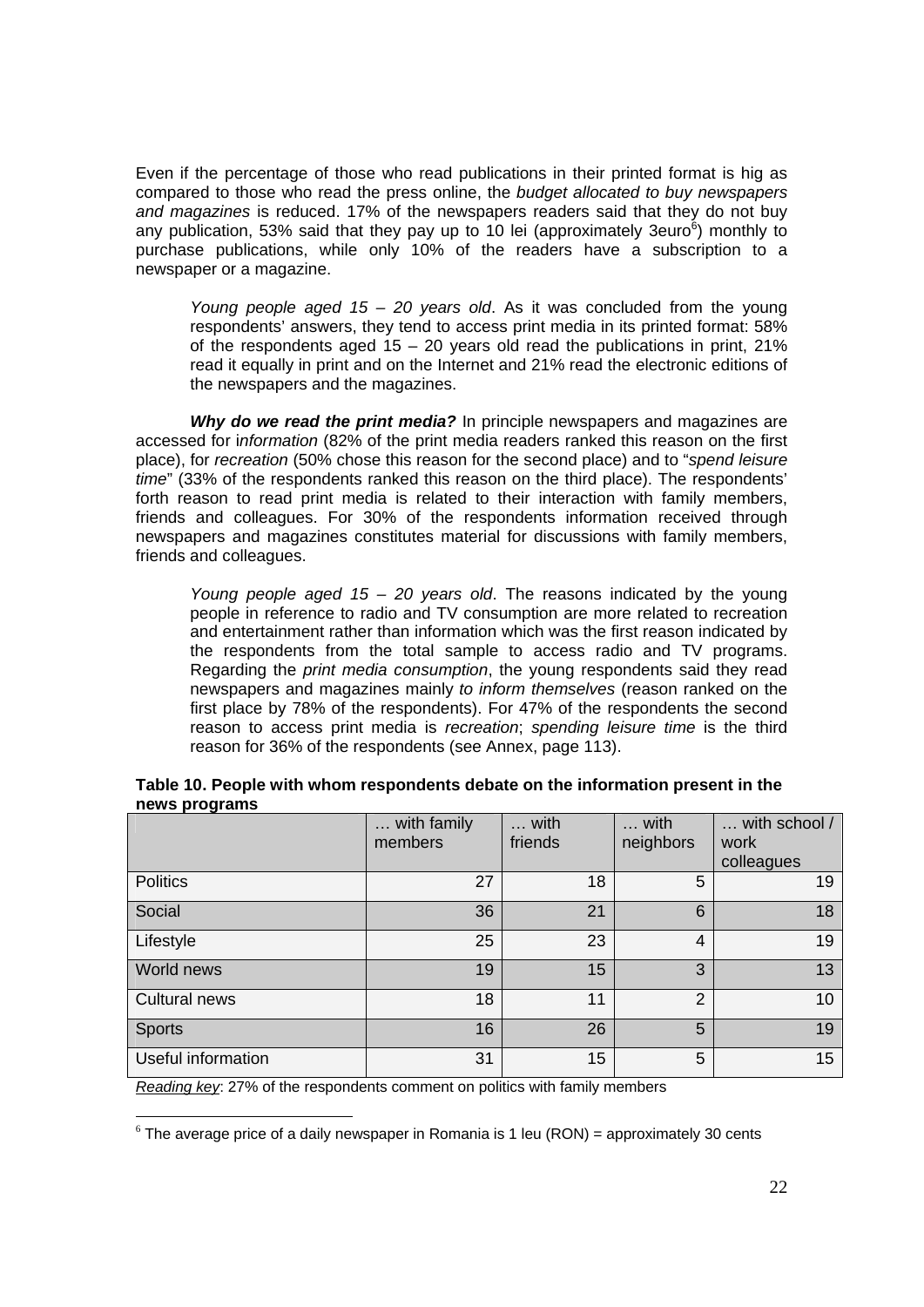Even if the percentage of those who read publications in their printed format is hig as compared to those who read the press online, the *budget allocated to buy newspapers and magazines* is reduced. 17% of the newspapers readers said that they do not buy any publication, 53% said that they pay up to 10 lei (approximately 3euro[6]) monthly to purchase publications, while only 10% of the readers have a subscription to a newspaper or a magazine.

> *Young people aged 15 – 20 years old*. As it was concluded from the young respondents' answers, they tend to access print media in its printed format: 58% of the respondents aged 15 – 20 years old read the publications in print, 21% read it equally in print and on the Internet and 21% read the electronic editions of the newspapers and the magazines.

***Why do we read the print media?*** In principle newspapers and magazines are accessed for i*nformation* (82% of the print media readers ranked this reason on the first place), for *recreation* (50% chose this reason for the second place) and to "*spend leisure time*" (33% of the respondents ranked this reason on the third place). The respondents' forth reason to read print media is related to their interaction with family members, friends and colleagues. For 30% of the respondents information received through newspapers and magazines constitutes material for discussions with family members, friends and colleagues.

> *Young people aged 15 – 20 years old*. The reasons indicated by the young people in reference to radio and TV consumption are more related to recreation and entertainment rather than information which was the first reason indicated by the respondents from the total sample to access radio and TV programs. Regarding the *print media consumption*, the young respondents said they read newspapers and magazines mainly *to inform themselves* (reason ranked on the first place by 78% of the respondents). For 47% of the respondents the second reason to access print media is *recreation*; *spending leisure time* is the third reason for 36% of the respondents (see Annex, page 113).

**Table 10. People with whom respondents debate on the information present in the news programs**

| | … with family members | … with friends | … with neighbors | … with school / work colleagues |
|---|---|---|---|---|
| Politics | 27 | 18 | 5 | 19 |
| Social | 36 | 21 | 6 | 18 |
| Lifestyle | 25 | 23 | 4 | 19 |
| World news | 19 | 15 | 3 | 13 |
| Cultural news | 18 | 11 | 2 | 10 |
| Sports | 16 | 26 | 5 | 19 |
| Useful information | 31 | 15 | 5 | 15 |

*Reading key*: 27% of the respondents comment on politics with family members

[6] The average price of a daily newspaper in Romania is 1 leu (RON) = approximately 30 cents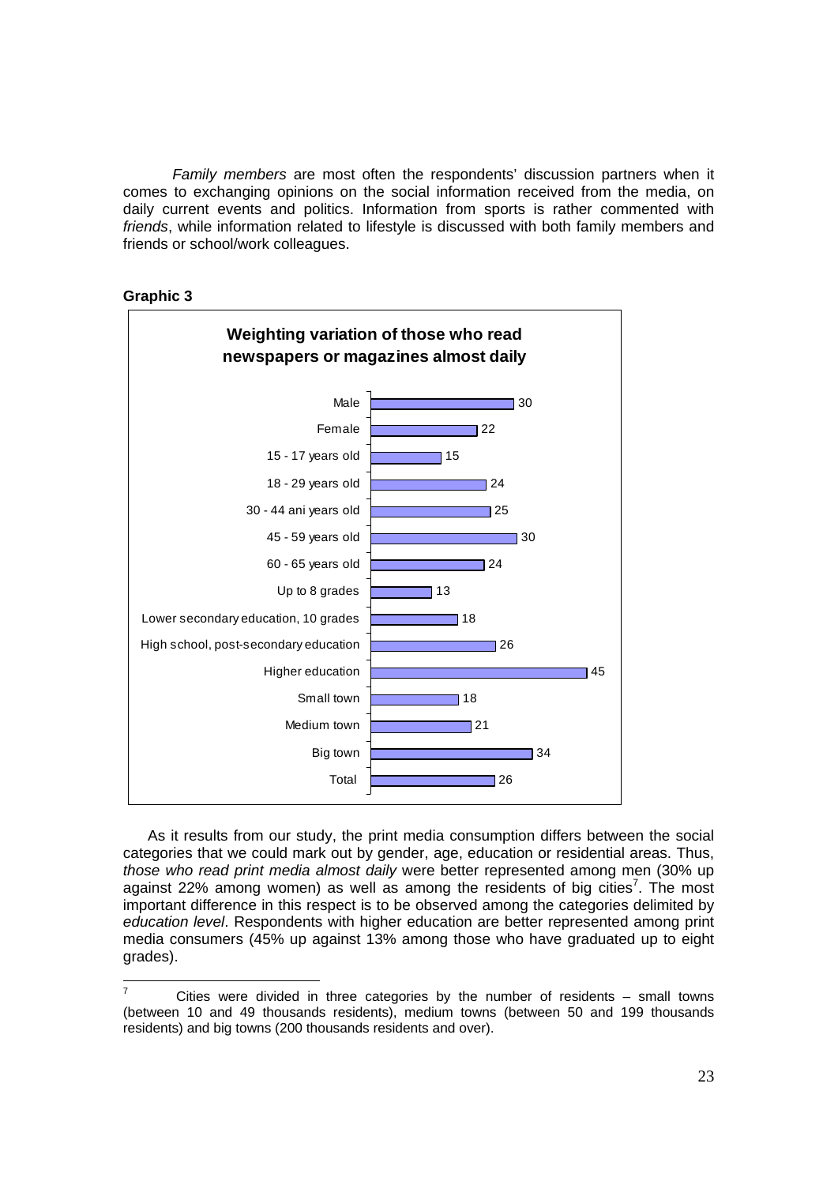*Family members* are most often the respondents' discussion partners when it comes to exchanging opinions on the social information received from the media, on daily current events and politics. Information from sports is rather commented with *friends*, while information related to lifestyle is discussed with both family members and friends or school/work colleagues.

**Graphic 3**

**Weighting variation of those who read newspapers or magazines almost daily**

| Category | % |
|---|---|
| Male | 30 |
| Female | 22 |
| 15 - 17 years old | 15 |
| 18 - 29 years old | 24 |
| 30 - 44 ani years old | 25 |
| 45 - 59 years old | 30 |
| 60 - 65 years old | 24 |
| Up to 8 grades | 13 |
| Lower secondary education, 10 grades | 18 |
| High school, post-secondary education | 26 |
| Higher education | 45 |
| Small town | 18 |
| Medium town | 21 |
| Big town | 34 |
| Total | 26 |

As it results from our study, the print media consumption differs between the social categories that we could mark out by gender, age, education or residential areas. Thus, *those who read print media almost daily* were better represented among men (30% up against 22% among women) as well as among the residents of big cities[7]. The most important difference in this respect is to be observed among the categories delimited by *education level*. Respondents with higher education are better represented among print media consumers (45% up against 13% among those who have graduated up to eight grades).

---

[7] Cities were divided in three categories by the number of residents – small towns (between 10 and 49 thousands residents), medium towns (between 50 and 199 thousands residents) and big towns (200 thousands residents and over).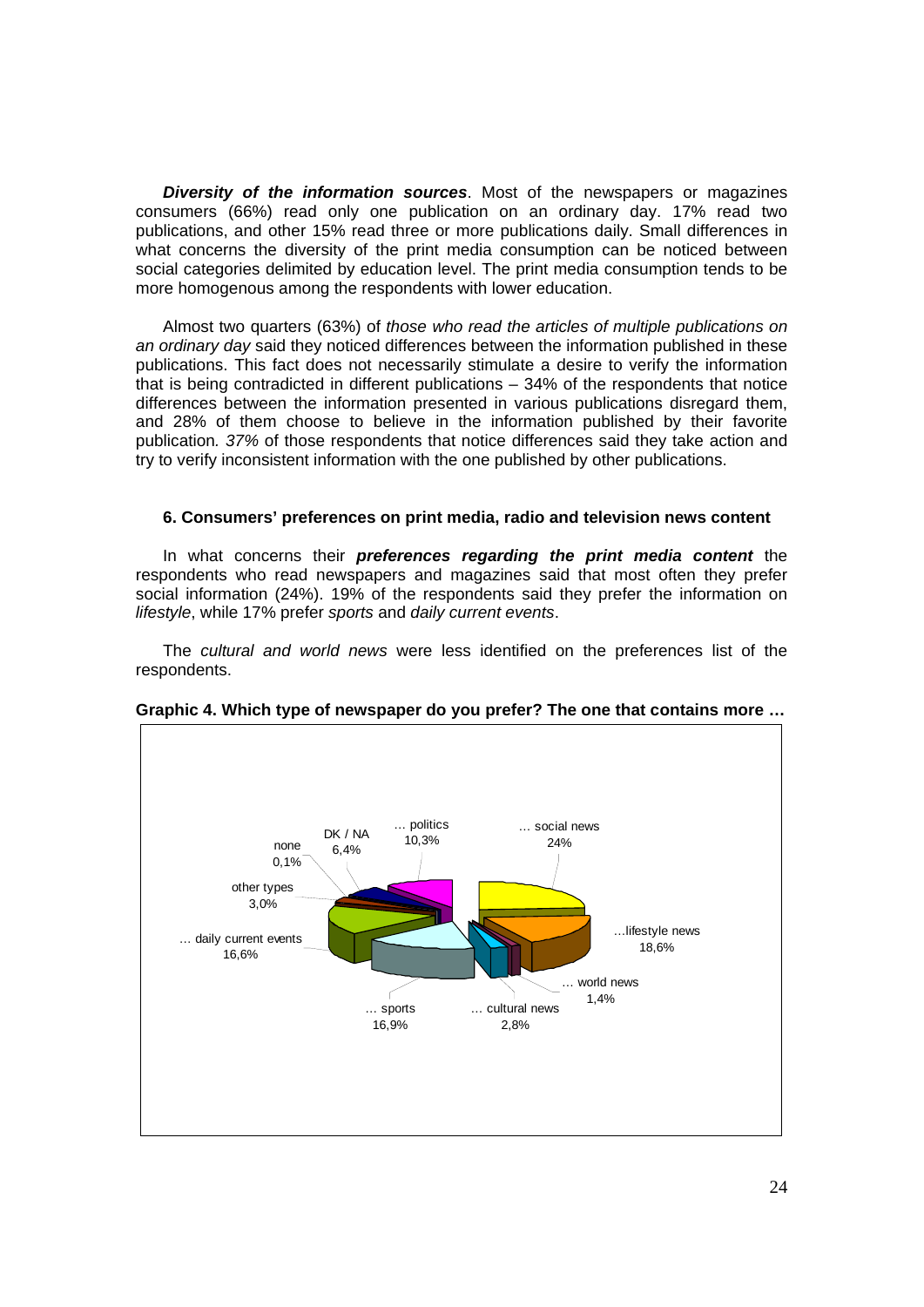***Diversity of the information sources***. Most of the newspapers or magazines consumers (66%) read only one publication on an ordinary day. 17% read two publications, and other 15% read three or more publications daily. Small differences in what concerns the diversity of the print media consumption can be noticed between social categories delimited by education level. The print media consumption tends to be more homogenous among the respondents with lower education.

Almost two quarters (63%) of *those who read the articles of multiple publications on an ordinary day* said they noticed differences between the information published in these publications. This fact does not necessarily stimulate a desire to verify the information that is being contradicted in different publications – 34% of the respondents that notice differences between the information presented in various publications disregard them, and 28% of them choose to believe in the information published by their favorite publication. *37%* of those respondents that notice differences said they take action and try to verify inconsistent information with the one published by other publications.

### 6. Consumers' preferences on print media, radio and television news content

In what concerns their ***preferences regarding the print media content*** the respondents who read newspapers and magazines said that most often they prefer social information (24%). 19% of the respondents said they prefer the information on *lifestyle*, while 17% prefer *sports* and *daily current events*.

The *cultural and world news* were less identified on the preferences list of the respondents.

**Graphic 4. Which type of newspaper do you prefer? The one that contains more …**

| Category | Share |
| --- | --- |
| … social news | 24% |
| …lifestyle news | 18,6% |
| … world news | 1,4% |
| … cultural news | 2,8% |
| … sports | 16,9% |
| … daily current events | 16,6% |
| other types | 3,0% |
| none | 0,1% |
| DK / NA | 6,4% |
| … politics | 10,3% |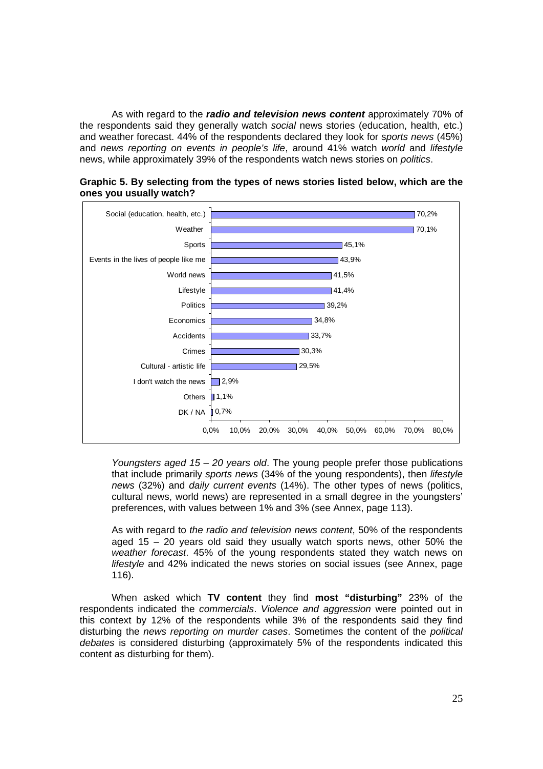As with regard to the ***radio and television news content*** approximately 70% of the respondents said they generally watch *social* news stories (education, health, etc.) and weather forecast. 44% of the respondents declared they look for s*ports news* (45%) and *news reporting on events in people's life*, around 41% watch *world* and *lifestyle* news, while approximately 39% of the respondents watch news stories on *politics*.

**Graphic 5. By selecting from the types of news stories listed below, which are the ones you usually watch?**

| Type of news | % |
|---|---|
| Social (education, health, etc.) | 70,2% |
| Weather | 70,1% |
| Sports | 45,1% |
| Events in the lives of people like me | 43,9% |
| World news | 41,5% |
| Lifestyle | 41,4% |
| Politics | 39,2% |
| Economics | 34,8% |
| Accidents | 33,7% |
| Crimes | 30,3% |
| Cultural - artistic life | 29,5% |
| I don't watch the news | 2,9% |
| Others | 1,1% |
| DK / NA | 0,7% |

*Youngsters aged 15 – 20 years old*. The young people prefer those publications that include primarily *sports news* (34% of the young respondents), then *lifestyle news* (32%) and *daily current events* (14%). The other types of news (politics, cultural news, world news) are represented in a small degree in the youngsters' preferences, with values between 1% and 3% (see Annex, page 113).

As with regard to *the radio and television news content*, 50% of the respondents aged 15 – 20 years old said they usually watch sports news, other 50% the *weather forecast*. 45% of the young respondents stated they watch news on *lifestyle* and 42% indicated the news stories on social issues (see Annex, page 116).

When asked which **TV content** they find **most "disturbing"** 23% of the respondents indicated the *commercials*. *Violence and aggression* were pointed out in this context by 12% of the respondents while 3% of the respondents said they find disturbing the *news reporting on murder cases*. Sometimes the content of the *political debates* is considered disturbing (approximately 5% of the respondents indicated this content as disturbing for them).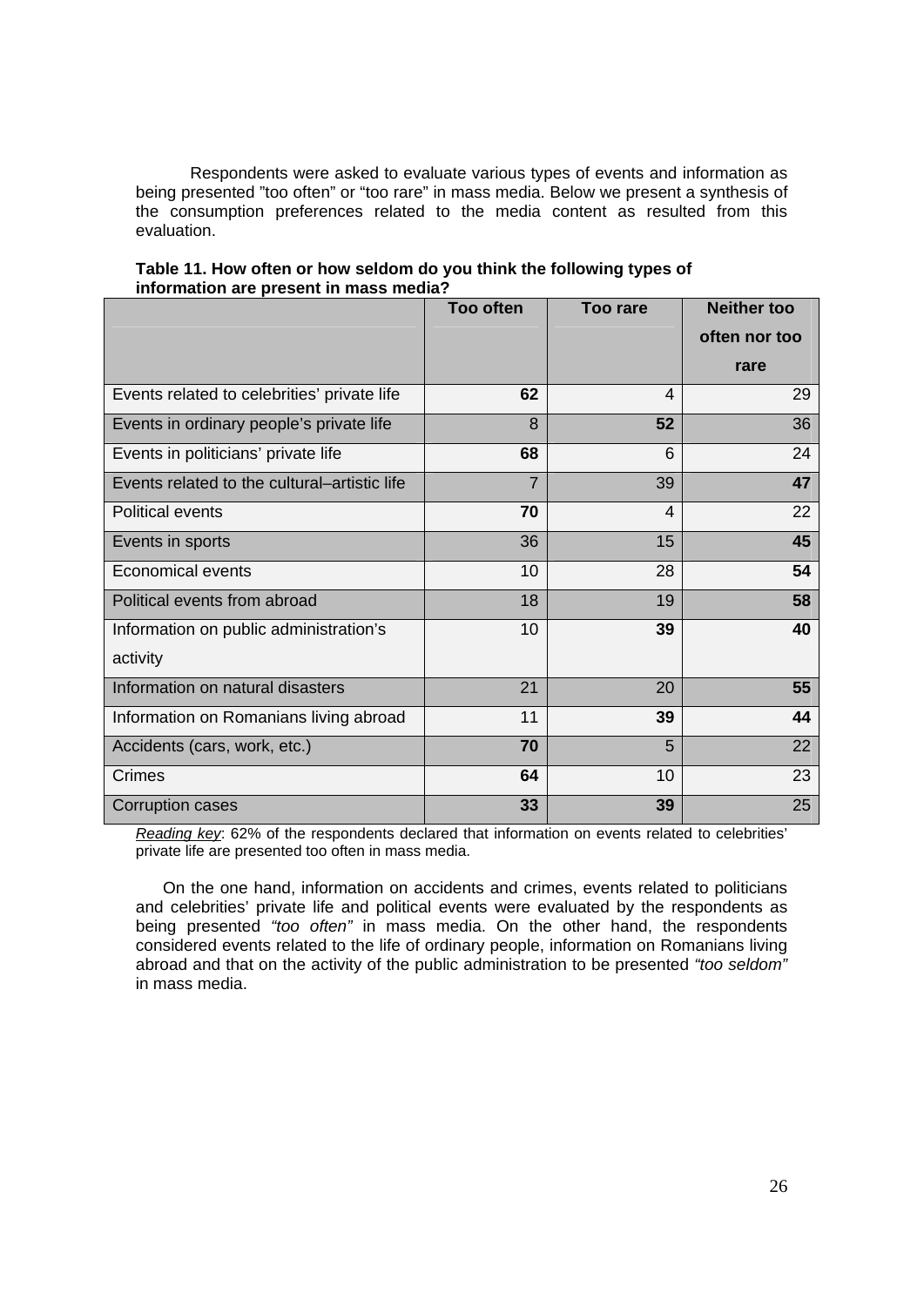Respondents were asked to evaluate various types of events and information as being presented "too often" or "too rare" in mass media. Below we present a synthesis of the consumption preferences related to the media content as resulted from this evaluation.

**Table 11. How often or how seldom do you think the following types of information are present in mass media?**

| | Too often | Too rare | Neither too often nor too rare |
|---|---|---|---|
| Events related to celebrities' private life | **62** | 4 | 29 |
| Events in ordinary people's private life | 8 | **52** | 36 |
| Events in politicians' private life | **68** | 6 | 24 |
| Events related to the cultural–artistic life | 7 | 39 | **47** |
| Political events | **70** | 4 | 22 |
| Events in sports | 36 | 15 | **45** |
| Economical events | 10 | 28 | **54** |
| Political events from abroad | 18 | 19 | **58** |
| Information on public administration's activity | 10 | **39** | **40** |
| Information on natural disasters | 21 | 20 | **55** |
| Information on Romanians living abroad | 11 | **39** | **44** |
| Accidents (cars, work, etc.) | **70** | 5 | 22 |
| Crimes | **64** | 10 | 23 |
| Corruption cases | **33** | **39** | 25 |

*Reading key*: 62% of the respondents declared that information on events related to celebrities' private life are presented too often in mass media.

On the one hand, information on accidents and crimes, events related to politicians and celebrities' private life and political events were evaluated by the respondents as being presented *"too often"* in mass media. On the other hand, the respondents considered events related to the life of ordinary people, information on Romanians living abroad and that on the activity of the public administration to be presented *"too seldom"* in mass media.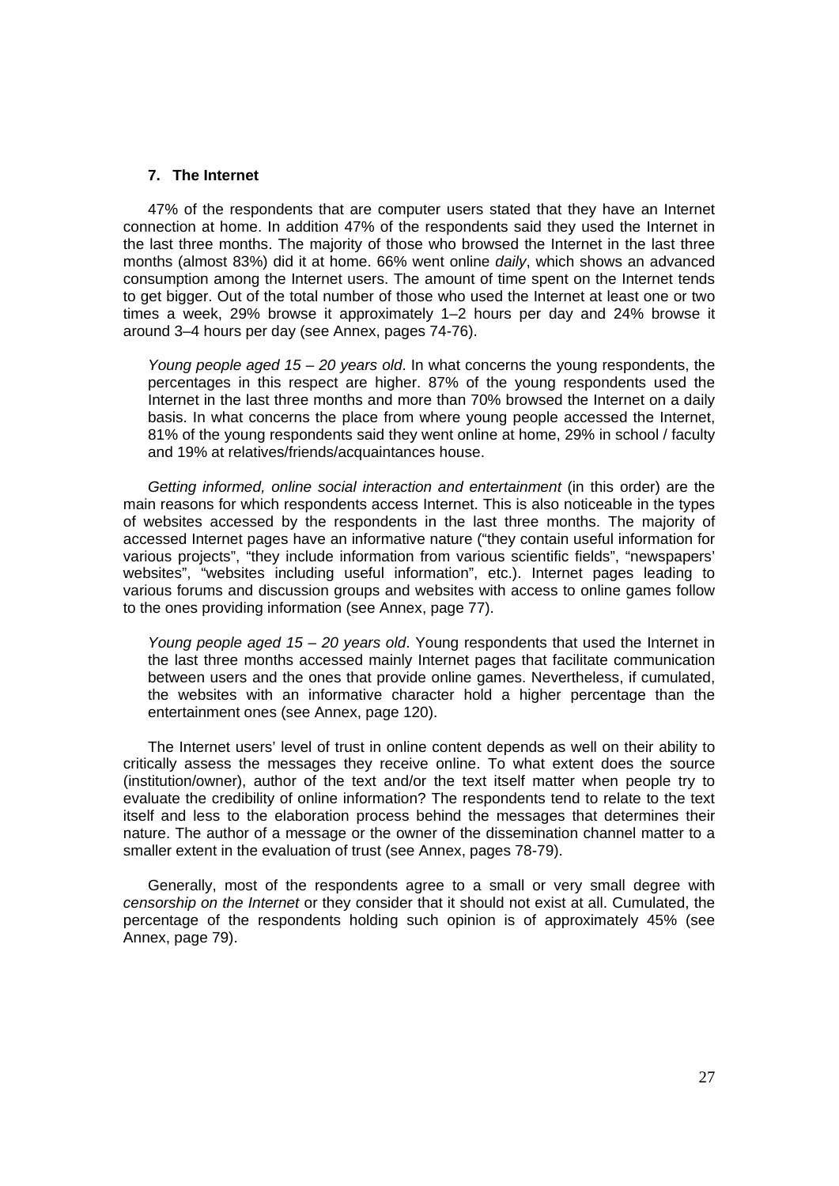## 7. The Internet

47% of the respondents that are computer users stated that they have an Internet connection at home. In addition 47% of the respondents said they used the Internet in the last three months. The majority of those who browsed the Internet in the last three months (almost 83%) did it at home. 66% went online *daily*, which shows an advanced consumption among the Internet users. The amount of time spent on the Internet tends to get bigger. Out of the total number of those who used the Internet at least one or two times a week, 29% browse it approximately 1–2 hours per day and 24% browse it around 3–4 hours per day (see Annex, pages 74-76).

> *Young people aged 15 – 20 years old*. In what concerns the young respondents, the percentages in this respect are higher. 87% of the young respondents used the Internet in the last three months and more than 70% browsed the Internet on a daily basis. In what concerns the place from where young people accessed the Internet, 81% of the young respondents said they went online at home, 29% in school / faculty and 19% at relatives/friends/acquaintances house.

*Getting informed, online social interaction and entertainment* (in this order) are the main reasons for which respondents access Internet. This is also noticeable in the types of websites accessed by the respondents in the last three months. The majority of accessed Internet pages have an informative nature ("they contain useful information for various projects", "they include information from various scientific fields", "newspapers' websites", "websites including useful information", etc.). Internet pages leading to various forums and discussion groups and websites with access to online games follow to the ones providing information (see Annex, page 77).

> *Young people aged 15 – 20 years old*. Young respondents that used the Internet in the last three months accessed mainly Internet pages that facilitate communication between users and the ones that provide online games. Nevertheless, if cumulated, the websites with an informative character hold a higher percentage than the entertainment ones (see Annex, page 120).

The Internet users' level of trust in online content depends as well on their ability to critically assess the messages they receive online. To what extent does the source (institution/owner), author of the text and/or the text itself matter when people try to evaluate the credibility of online information? The respondents tend to relate to the text itself and less to the elaboration process behind the messages that determines their nature. The author of a message or the owner of the dissemination channel matter to a smaller extent in the evaluation of trust (see Annex, pages 78-79).

Generally, most of the respondents agree to a small or very small degree with *censorship on the Internet* or they consider that it should not exist at all. Cumulated, the percentage of the respondents holding such opinion is of approximately 45% (see Annex, page 79).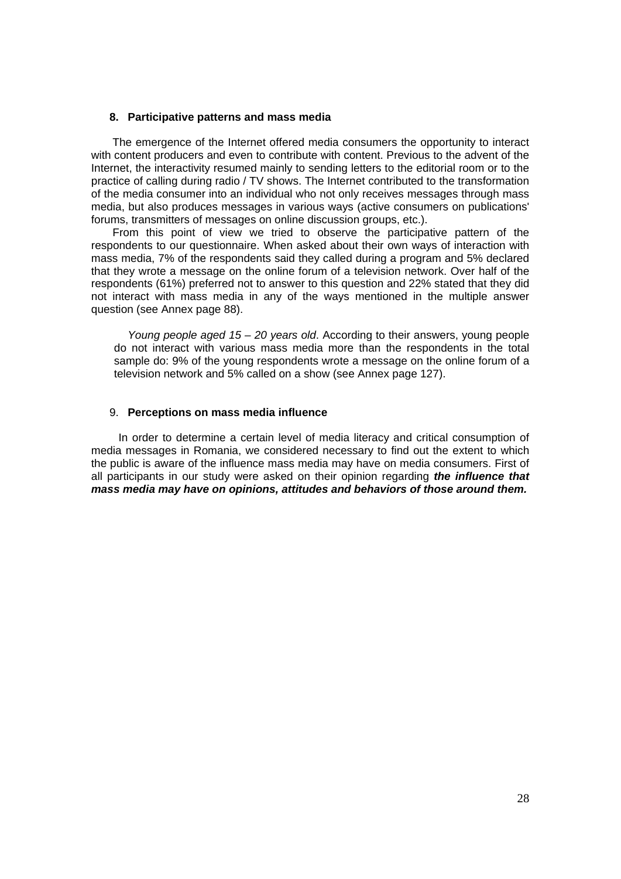## 8. Participative patterns and mass media

The emergence of the Internet offered media consumers the opportunity to interact with content producers and even to contribute with content. Previous to the advent of the Internet, the interactivity resumed mainly to sending letters to the editorial room or to the practice of calling during radio / TV shows. The Internet contributed to the transformation of the media consumer into an individual who not only receives messages through mass media, but also produces messages in various ways (active consumers on publications' forums, transmitters of messages on online discussion groups, etc.).

From this point of view we tried to observe the participative pattern of the respondents to our questionnaire. When asked about their own ways of interaction with mass media, 7% of the respondents said they called during a program and 5% declared that they wrote a message on the online forum of a television network. Over half of the respondents (61%) preferred not to answer to this question and 22% stated that they did not interact with mass media in any of the ways mentioned in the multiple answer question (see Annex page 88).

> *Young people aged 15 – 20 years old*. According to their answers, young people do not interact with various mass media more than the respondents in the total sample do: 9% of the young respondents wrote a message on the online forum of a television network and 5% called on a show (see Annex page 127).

## 9. Perceptions on mass media influence

In order to determine a certain level of media literacy and critical consumption of media messages in Romania, we considered necessary to find out the extent to which the public is aware of the influence mass media may have on media consumers. First of all participants in our study were asked on their opinion regarding ***the influence that mass media may have on opinions, attitudes and behaviors of those around them.***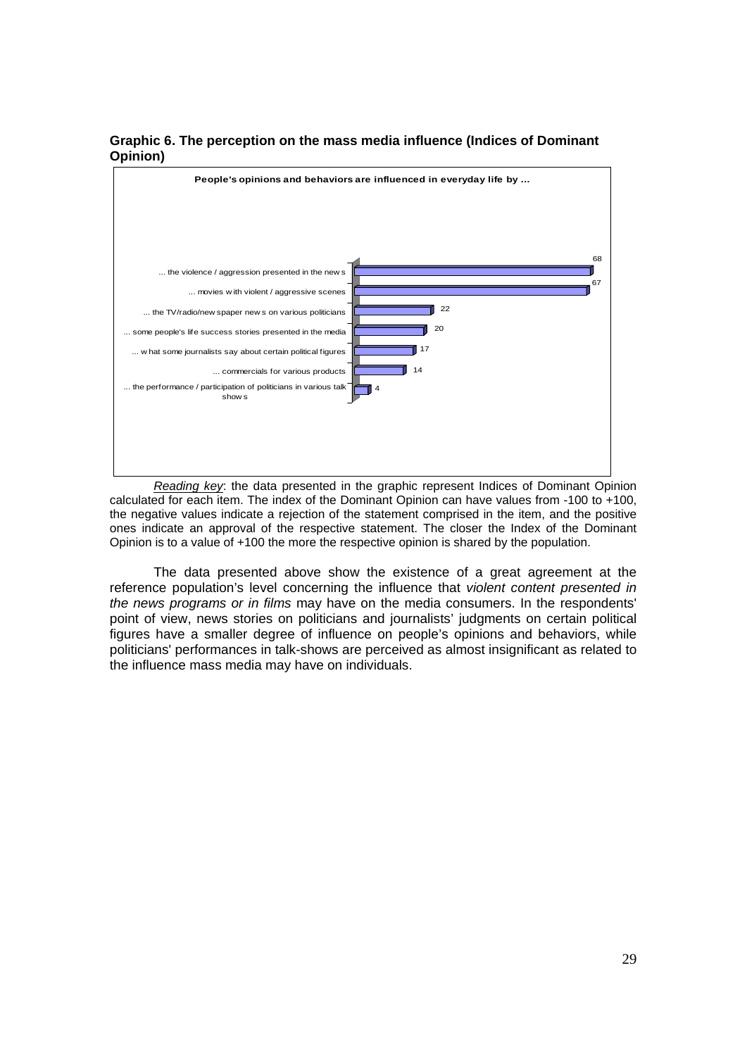**Graphic 6. The perception on the mass media influence (Indices of Dominant Opinion)**

**People's opinions and behaviors are influenced in everyday life by ...**

| Item | Index |
|---|---|
| ... the violence / aggression presented in the news | 68 |
| ... movies with violent / aggressive scenes | 67 |
| ... the TV/radio/newspaper news on various politicians | 22 |
| ... some people's life success stories presented in the media | 20 |
| ... what some journalists say about certain political figures | 17 |
| ... commercials for various products | 14 |
| ... the performance / participation of politicians in various talk shows | 4 |

*Reading key*: the data presented in the graphic represent Indices of Dominant Opinion calculated for each item. The index of the Dominant Opinion can have values from -100 to +100, the negative values indicate a rejection of the statement comprised in the item, and the positive ones indicate an approval of the respective statement. The closer the Index of the Dominant Opinion is to a value of +100 the more the respective opinion is shared by the population.

The data presented above show the existence of a great agreement at the reference population's level concerning the influence that *violent content presented in the news programs or in films* may have on the media consumers. In the respondents' point of view, news stories on politicians and journalists' judgments on certain political figures have a smaller degree of influence on people's opinions and behaviors, while politicians' performances in talk-shows are perceived as almost insignificant as related to the influence mass media may have on individuals.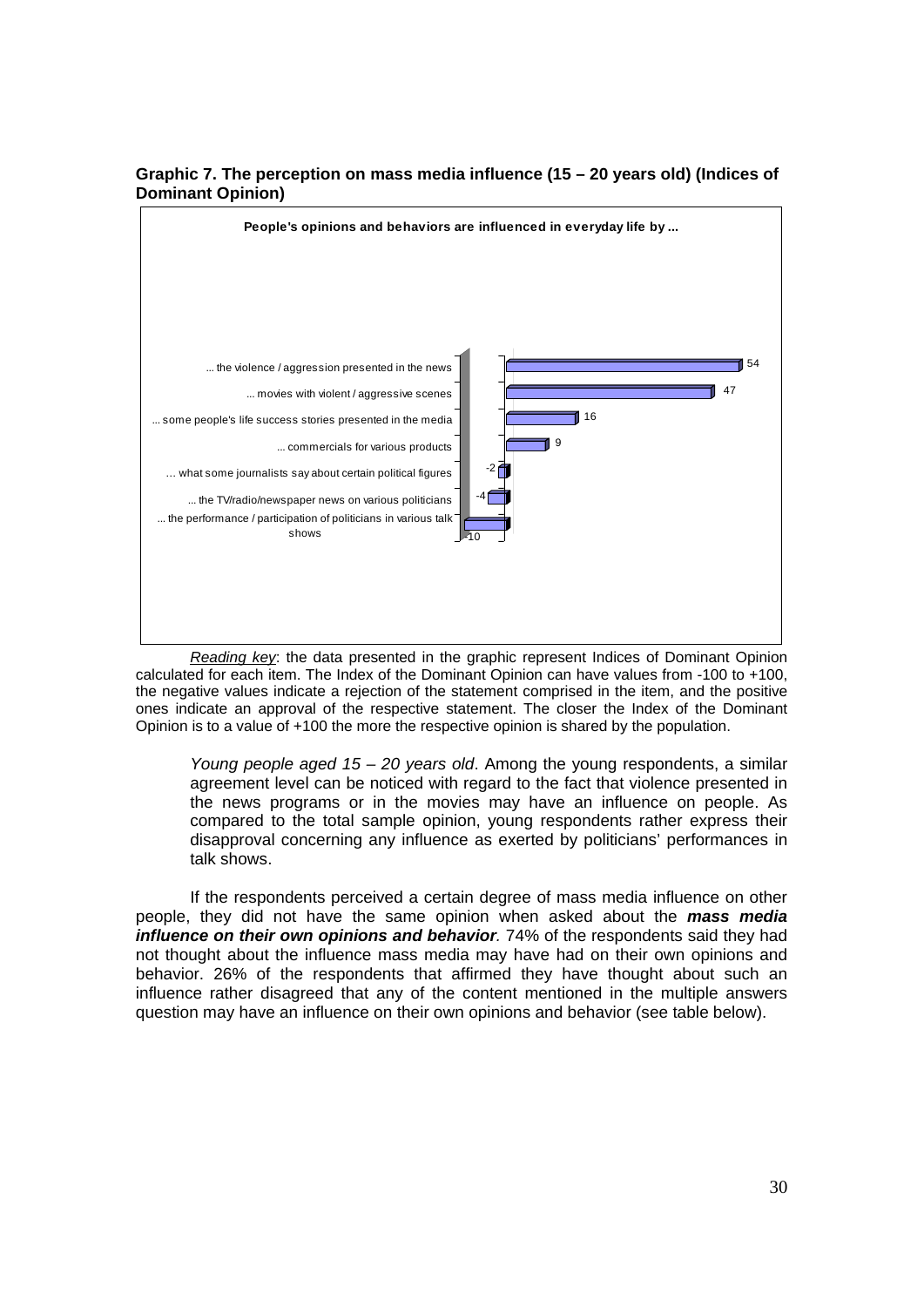**Graphic 7. The perception on mass media influence (15 – 20 years old) (Indices of Dominant Opinion)**

People's opinions and behaviors are influenced in everyday life by ...

| Item | Index |
|---|---|
| ... the violence / aggression presented in the news | 54 |
| ... movies with violent / aggressive scenes | 47 |
| ... some people's life success stories presented in the media | 16 |
| ... commercials for various products | 9 |
| ... what some journalists say about certain political figures | -2 |
| ... the TV/radio/newspaper news on various politicians | -4 |
| ... the performance / participation of politicians in various talk shows | -10 |

*Reading key*: the data presented in the graphic represent Indices of Dominant Opinion calculated for each item. The Index of the Dominant Opinion can have values from -100 to +100, the negative values indicate a rejection of the statement comprised in the item, and the positive ones indicate an approval of the respective statement. The closer the Index of the Dominant Opinion is to a value of +100 the more the respective opinion is shared by the population.

> *Young people aged 15 – 20 years old*. Among the young respondents, a similar agreement level can be noticed with regard to the fact that violence presented in the news programs or in the movies may have an influence on people. As compared to the total sample opinion, young respondents rather express their disapproval concerning any influence as exerted by politicians' performances in talk shows.

If the respondents perceived a certain degree of mass media influence on other people, they did not have the same opinion when asked about the ***mass media influence on their own opinions and behavior***. 74% of the respondents said they had not thought about the influence mass media may have had on their own opinions and behavior. 26% of the respondents that affirmed they have thought about such an influence rather disagreed that any of the content mentioned in the multiple answers question may have an influence on their own opinions and behavior (see table below).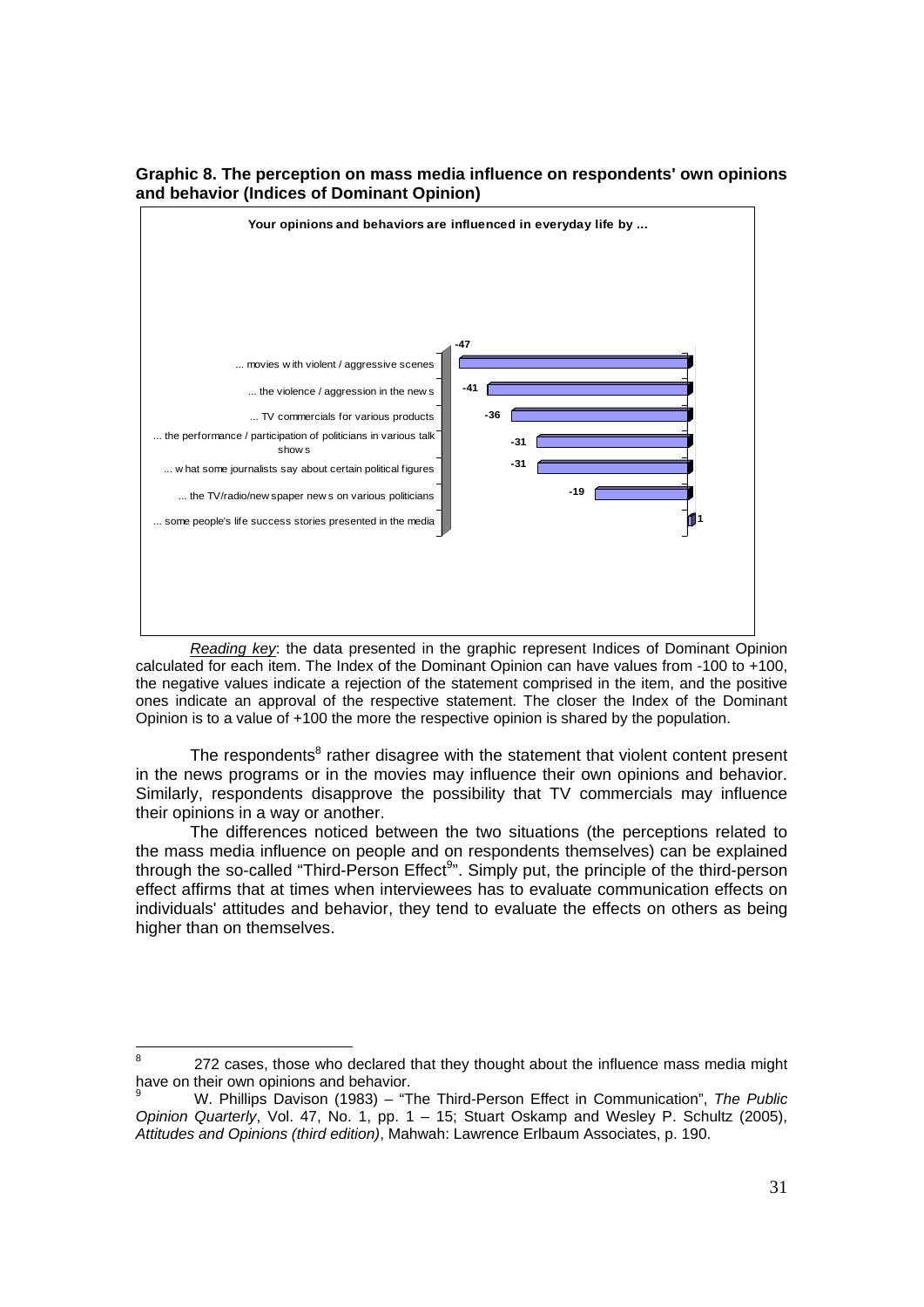**Graphic 8. The perception on mass media influence on respondents' own opinions and behavior (Indices of Dominant Opinion)**

**Your opinions and behaviors are influenced in everyday life by ...**

| Item | Index |
| --- | --- |
| ... movies with violent / aggressive scenes | -47 |
| ... the violence / aggression in the news | -41 |
| ... TV commercials for various products | -36 |
| ... the performance / participation of politicians in various talk shows | -31 |
| ... what some journalists say about certain political figures | -31 |
| ... the TV/radio/newspaper news on various politicians | -19 |
| ... some people's life success stories presented in the media | 1 |

*Reading key*: the data presented in the graphic represent Indices of Dominant Opinion calculated for each item. The Index of the Dominant Opinion can have values from -100 to +100, the negative values indicate a rejection of the statement comprised in the item, and the positive ones indicate an approval of the respective statement. The closer the Index of the Dominant Opinion is to a value of +100 the more the respective opinion is shared by the population.

The respondents[8] rather disagree with the statement that violent content present in the news programs or in the movies may influence their own opinions and behavior. Similarly, respondents disapprove the possibility that TV commercials may influence their opinions in a way or another.

The differences noticed between the two situations (the perceptions related to the mass media influence on people and on respondents themselves) can be explained through the so-called "Third-Person Effect[9]". Simply put, the principle of the third-person effect affirms that at times when interviewees has to evaluate communication effects on individuals' attitudes and behavior, they tend to evaluate the effects on others as being higher than on themselves.

---

[8] 272 cases, those who declared that they thought about the influence mass media might have on their own opinions and behavior.

[9] W. Phillips Davison (1983) – "The Third-Person Effect in Communication", *The Public Opinion Quarterly*, Vol. 47, No. 1, pp. 1 – 15; Stuart Oskamp and Wesley P. Schultz (2005), *Attitudes and Opinions (third edition)*, Mahwah: Lawrence Erlbaum Associates, p. 190.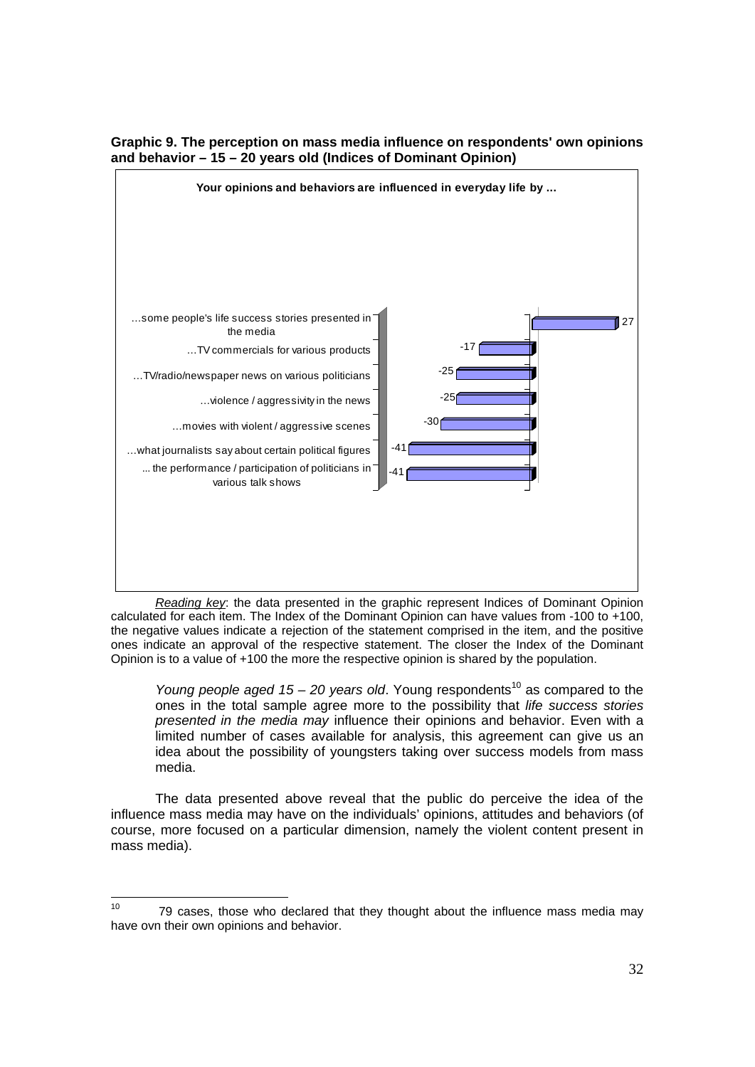**Graphic 9. The perception on mass media influence on respondents' own opinions and behavior – 15 – 20 years old (Indices of Dominant Opinion)**

**Your opinions and behaviors are influenced in everyday life by ...**

| Item | Index |
|---|---|
| …some people's life success stories presented in the media | 27 |
| …TV commercials for various products | -17 |
| …TV/radio/newspaper news on various politicians | -25 |
| …violence / aggressivity in the news | -25 |
| …movies with violent / aggressive scenes | -30 |
| …what journalists say about certain political figures | -41 |
| ... the performance / participation of politicians in various talk shows | -41 |

*Reading key*: the data presented in the graphic represent Indices of Dominant Opinion calculated for each item. The Index of the Dominant Opinion can have values from -100 to +100, the negative values indicate a rejection of the statement comprised in the item, and the positive ones indicate an approval of the respective statement. The closer the Index of the Dominant Opinion is to a value of +100 the more the respective opinion is shared by the population.

*Young people aged 15 – 20 years old*. Young respondents[10] as compared to the ones in the total sample agree more to the possibility that *life success stories presented in the media may* influence their opinions and behavior. Even with a limited number of cases available for analysis, this agreement can give us an idea about the possibility of youngsters taking over success models from mass media.

The data presented above reveal that the public do perceive the idea of the influence mass media may have on the individuals' opinions, attitudes and behaviors (of course, more focused on a particular dimension, namely the violent content present in mass media).

---

[10] 79 cases, those who declared that they thought about the influence mass media may have ovn their own opinions and behavior.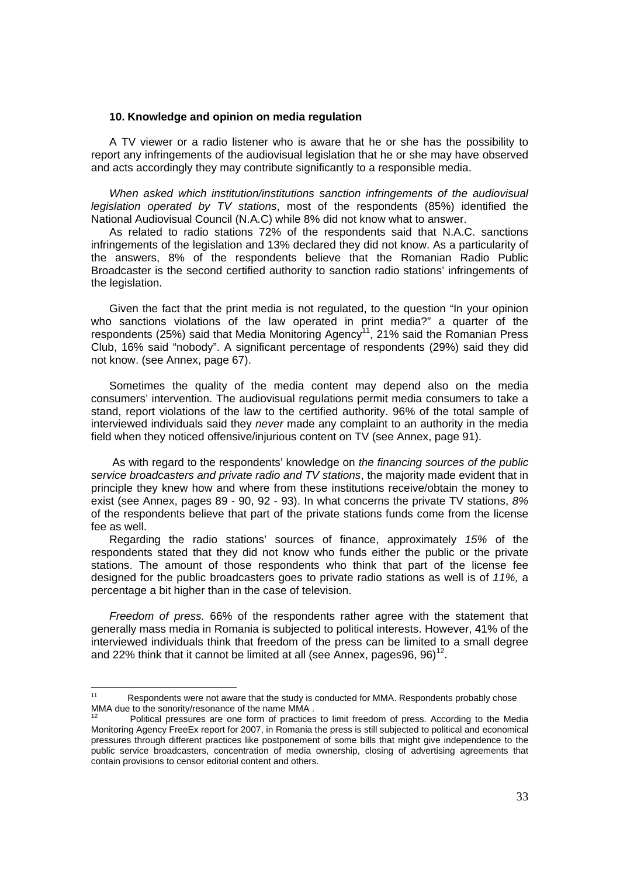### 10. Knowledge and opinion on media regulation

A TV viewer or a radio listener who is aware that he or she has the possibility to report any infringements of the audiovisual legislation that he or she may have observed and acts accordingly they may contribute significantly to a responsible media.

*When asked which institution/institutions sanction infringements of the audiovisual legislation operated by TV stations*, most of the respondents (85%) identified the National Audiovisual Council (N.A.C) while 8% did not know what to answer.

As related to radio stations 72% of the respondents said that N.A.C. sanctions infringements of the legislation and 13% declared they did not know. As a particularity of the answers, 8% of the respondents believe that the Romanian Radio Public Broadcaster is the second certified authority to sanction radio stations' infringements of the legislation.

Given the fact that the print media is not regulated, to the question "In your opinion who sanctions violations of the law operated in print media?" a quarter of the respondents (25%) said that Media Monitoring Agency[11], 21% said the Romanian Press Club, 16% said "nobody". A significant percentage of respondents (29%) said they did not know. (see Annex, page 67).

Sometimes the quality of the media content may depend also on the media consumers' intervention. The audiovisual regulations permit media consumers to take a stand, report violations of the law to the certified authority. 96% of the total sample of interviewed individuals said they *never* made any complaint to an authority in the media field when they noticed offensive/injurious content on TV (see Annex, page 91).

As with regard to the respondents' knowledge on *the financing sources of the public service broadcasters and private radio and TV stations*, the majority made evident that in principle they knew how and where from these institutions receive/obtain the money to exist (see Annex, pages 89 - 90, 92 - 93). In what concerns the private TV stations, *8%* of the respondents believe that part of the private stations funds come from the license fee as well.

Regarding the radio stations' sources of finance, approximately *15%* of the respondents stated that they did not know who funds either the public or the private stations. The amount of those respondents who think that part of the license fee designed for the public broadcasters goes to private radio stations as well is of *11%,* a percentage a bit higher than in the case of television.

*Freedom of press.* 66% of the respondents rather agree with the statement that generally mass media in Romania is subjected to political interests. However, 41% of the interviewed individuals think that freedom of the press can be limited to a small degree and 22% think that it cannot be limited at all (see Annex, pages96, 96)[12].

---

[11] Respondents were not aware that the study is conducted for MMA. Respondents probably chose MMA due to the sonority/resonance of the name MMA .

[12] Political pressures are one form of practices to limit freedom of press. According to the Media Monitoring Agency FreeEx report for 2007, in Romania the press is still subjected to political and economical pressures through different practices like postponement of some bills that might give independence to the public service broadcasters, concentration of media ownership, closing of advertising agreements that contain provisions to censor editorial content and others.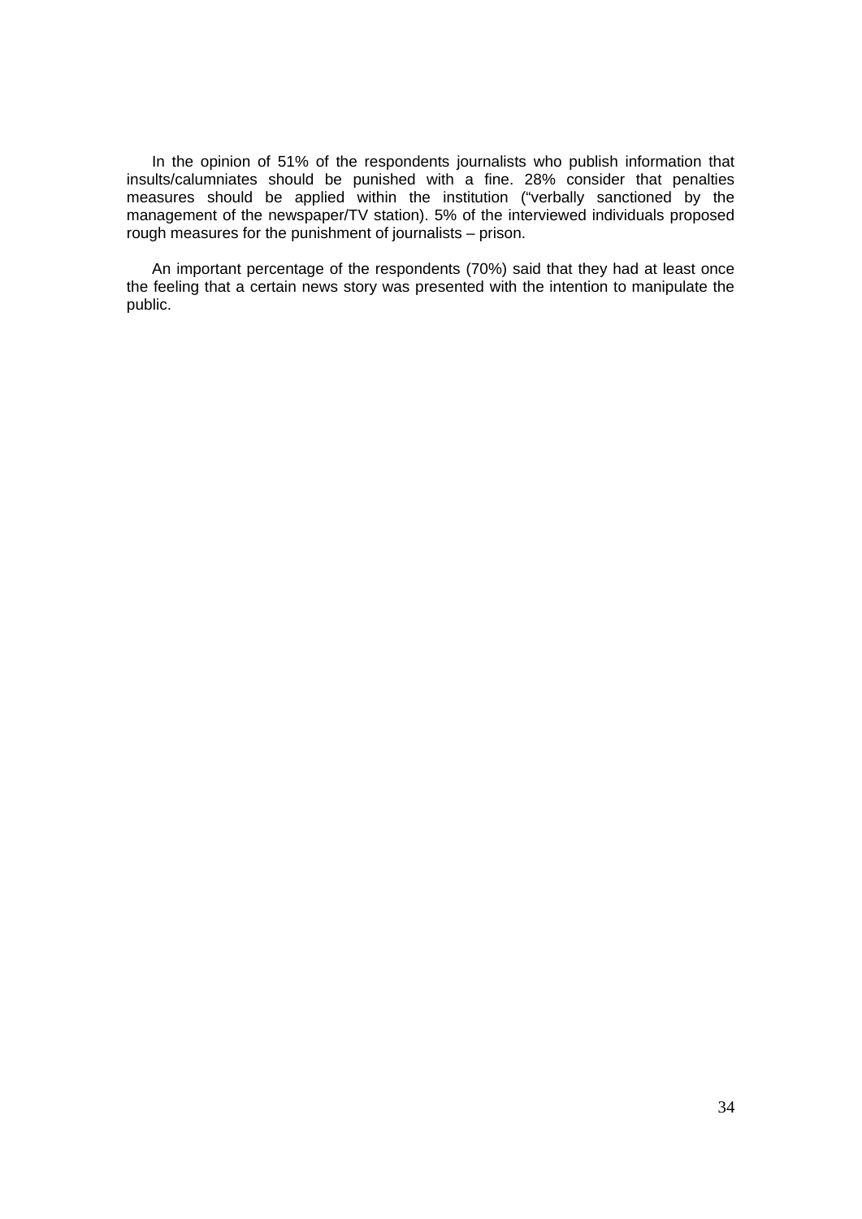In the opinion of 51% of the respondents journalists who publish information that insults/calumniates should be punished with a fine. 28% consider that penalties measures should be applied within the institution ("verbally sanctioned by the management of the newspaper/TV station). 5% of the interviewed individuals proposed rough measures for the punishment of journalists – prison.

An important percentage of the respondents (70%) said that they had at least once the feeling that a certain news story was presented with the intention to manipulate the public.